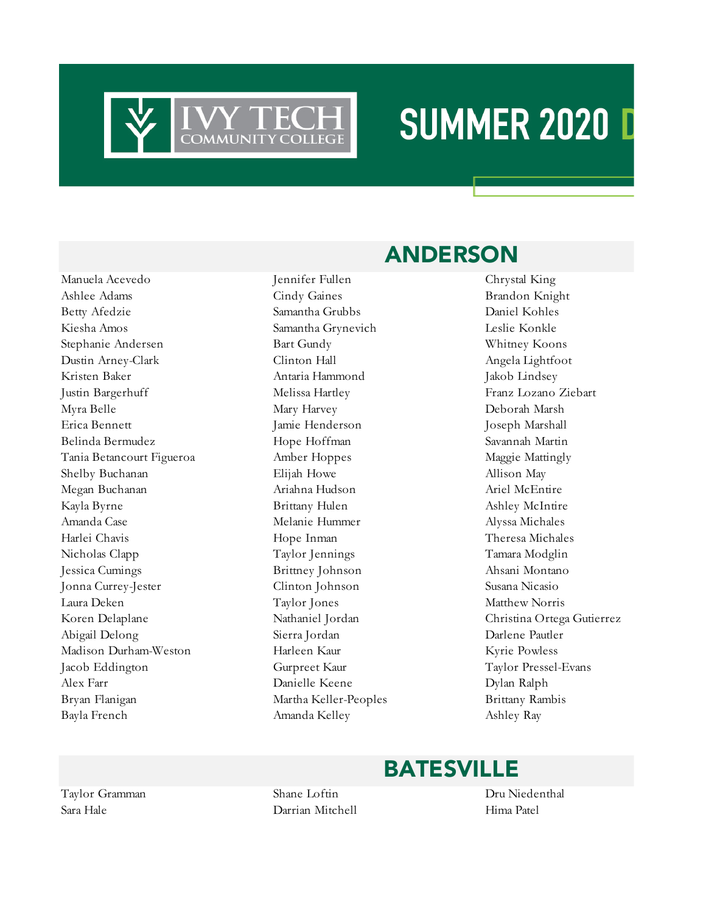# SUMMER 2020 D

## ANDERSON

Manuela Acevedo
Ashlee Adams
Betty Afedzie
Kiesha Amos
Stephanie Andersen
Dustin Arney-Clark
Kristen Baker
Justin Bargerhuff
Myra Belle
Erica Bennett
Belinda Bermudez
Tania Betancourt Figueroa
Shelby Buchanan
Megan Buchanan
Kayla Byrne
Amanda Case
Harlei Chavis
Nicholas Clapp
Jessica Cumings
Jonna Currey-Jester
Laura Deken
Koren Delaplane
Abigail Delong
Madison Durham-Weston
Jacob Eddington
Alex Farr
Bryan Flanigan
Bayla French
Jennifer Fullen
Cindy Gaines
Samantha Grubbs
Samantha Grynevich
Bart Gundy
Clinton Hall
Antaria Hammond
Melissa Hartley
Mary Harvey
Jamie Henderson
Hope Hoffman
Amber Hoppes
Elijah Howe
Ariahna Hudson
Brittany Hulen
Melanie Hummer
Hope Inman
Taylor Jennings
Brittney Johnson
Clinton Johnson
Taylor Jones
Nathaniel Jordan
Sierra Jordan
Harleen Kaur
Gurpreet Kaur
Danielle Keene
Martha Keller-Peoples
Amanda Kelley
Chrystal King
Brandon Knight
Daniel Kohles
Leslie Konkle
Whitney Koons
Angela Lightfoot
Jakob Lindsey
Franz Lozano Ziebart
Deborah Marsh
Joseph Marshall
Savannah Martin
Maggie Mattingly
Allison May
Ariel McEntire
Ashley McIntire
Alyssa Michales
Theresa Michales
Tamara Modglin
Ahsani Montano
Susana Nicasio
Matthew Norris
Christina Ortega Gutierrez
Darlene Pautler
Kyrie Powless
Taylor Pressel-Evans
Dylan Ralph
Brittany Rambis
Ashley Ray

## BATESVILLE

Taylor Gramman
Sara Hale
Shane Loftin
Darrian Mitchell
Dru Niedenthal
Hima Patel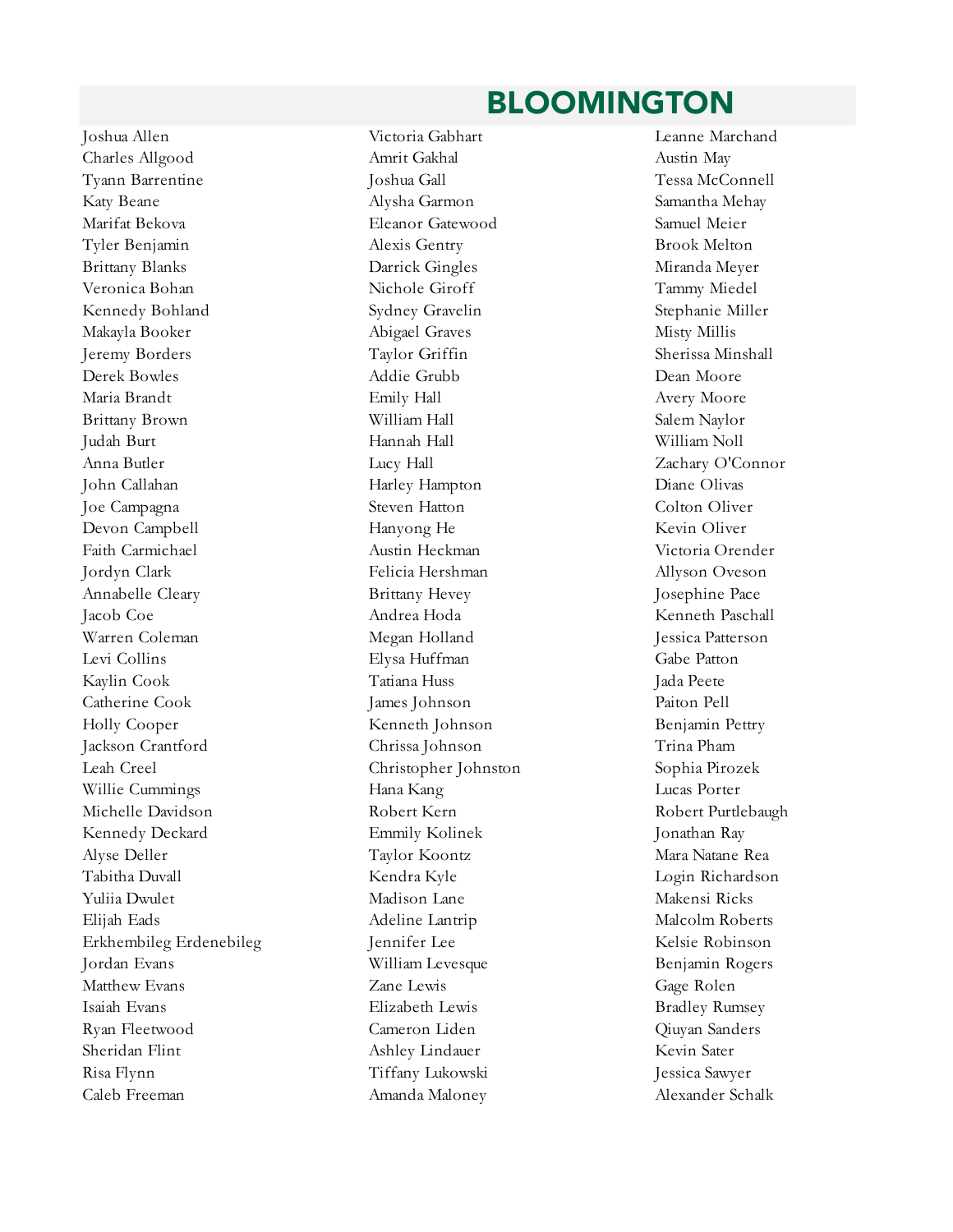# BLOOMINGTON

Joshua Allen
Charles Allgood
Tyann Barrentine
Katy Beane
Marifat Bekova
Tyler Benjamin
Brittany Blanks
Veronica Bohan
Kennedy Bohland
Makayla Booker
Jeremy Borders
Derek Bowles
Maria Brandt
Brittany Brown
Judah Burt
Anna Butler
John Callahan
Joe Campagna
Devon Campbell
Faith Carmichael
Jordyn Clark
Annabelle Cleary
Jacob Coe
Warren Coleman
Levi Collins
Kaylin Cook
Catherine Cook
Holly Cooper
Jackson Crantford
Leah Creel
Willie Cummings
Michelle Davidson
Kennedy Deckard
Alyse Deller
Tabitha Duvall
Yuliia Dwulet
Elijah Eads
Erkhembileg Erdenebileg
Jordan Evans
Matthew Evans
Isaiah Evans
Ryan Fleetwood
Sheridan Flint
Risa Flynn
Caleb Freeman
Victoria Gabhart
Amrit Gakhal
Joshua Gall
Alysha Garmon
Eleanor Gatewood
Alexis Gentry
Darrick Gingles
Nichole Giroff
Sydney Gravelin
Abigael Graves
Taylor Griffin
Addie Grubb
Emily Hall
William Hall
Hannah Hall
Lucy Hall
Harley Hampton
Steven Hatton
Hanyong He
Austin Heckman
Felicia Hershman
Brittany Hevey
Andrea Hoda
Megan Holland
Elysa Huffman
Tatiana Huss
James Johnson
Kenneth Johnson
Chrissa Johnson
Christopher Johnston
Hana Kang
Robert Kern
Emmily Kolinek
Taylor Koontz
Kendra Kyle
Madison Lane
Adeline Lantrip
Jennifer Lee
William Levesque
Zane Lewis
Elizabeth Lewis
Cameron Liden
Ashley Lindauer
Tiffany Lukowski
Amanda Maloney
Leanne Marchand
Austin May
Tessa McConnell
Samantha Mehay
Samuel Meier
Brook Melton
Miranda Meyer
Tammy Miedel
Stephanie Miller
Misty Millis
Sherissa Minshall
Dean Moore
Avery Moore
Salem Naylor
William Noll
Zachary O'Connor
Diane Olivas
Colton Oliver
Kevin Oliver
Victoria Orender
Allyson Oveson
Josephine Pace
Kenneth Paschall
Jessica Patterson
Gabe Patton
Jada Peete
Paiton Pell
Benjamin Pettry
Trina Pham
Sophia Pirozek
Lucas Porter
Robert Purtlebaugh
Jonathan Ray
Mara Natane Rea
Login Richardson
Makensi Ricks
Malcolm Roberts
Kelsie Robinson
Benjamin Rogers
Gage Rolen
Bradley Rumsey
Qiuyan Sanders
Kevin Sater
Jessica Sawyer
Alexander Schalk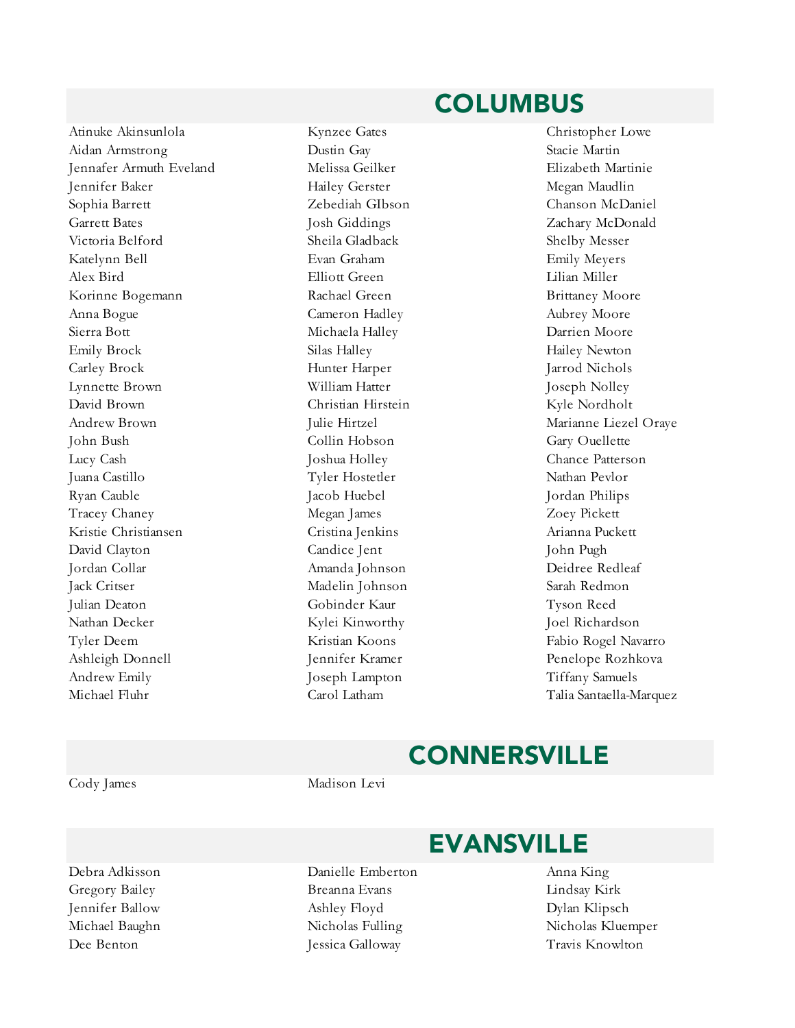## COLUMBUS

Atinuke Akinsunlola
Aidan Armstrong
Jennafer Armuth Eveland
Jennifer Baker
Sophia Barrett
Garrett Bates
Victoria Belford
Katelynn Bell
Alex Bird
Korinne Bogemann
Anna Bogue
Sierra Bott
Emily Brock
Carley Brock
Lynnette Brown
David Brown
Andrew Brown
John Bush
Lucy Cash
Juana Castillo
Ryan Cauble
Tracey Chaney
Kristie Christiansen
David Clayton
Jordan Collar
Jack Critser
Julian Deaton
Nathan Decker
Tyler Deem
Ashleigh Donnell
Andrew Emily
Michael Fluhr
Kynzee Gates
Dustin Gay
Melissa Geilker
Hailey Gerster
Zebediah GIbson
Josh Giddings
Sheila Gladback
Evan Graham
Elliott Green
Rachael Green
Cameron Hadley
Michaela Halley
Silas Halley
Hunter Harper
William Hatter
Christian Hirstein
Julie Hirtzel
Collin Hobson
Joshua Holley
Tyler Hostetler
Jacob Huebel
Megan James
Cristina Jenkins
Candice Jent
Amanda Johnson
Madelin Johnson
Gobinder Kaur
Kylei Kinworthy
Kristian Koons
Jennifer Kramer
Joseph Lampton
Carol Latham
Christopher Lowe
Stacie Martin
Elizabeth Martinie
Megan Maudlin
Chanson McDaniel
Zachary McDonald
Shelby Messer
Emily Meyers
Lilian Miller
Brittaney Moore
Aubrey Moore
Darrien Moore
Hailey Newton
Jarrod Nichols
Joseph Nolley
Kyle Nordholt
Marianne Liezel Oraye
Gary Ouellette
Chance Patterson
Nathan Pevlor
Jordan Philips
Zoey Pickett
Arianna Puckett
John Pugh
Deidree Redleaf
Sarah Redmon
Tyson Reed
Joel Richardson
Fabio Rogel Navarro
Penelope Rozhkova
Tiffany Samuels
Talia Santaella-Marquez

## CONNERSVILLE

Cody James
Madison Levi

## EVANSVILLE

Debra Adkisson
Gregory Bailey
Jennifer Ballow
Michael Baughn
Dee Benton
Danielle Emberton
Breanna Evans
Ashley Floyd
Nicholas Fulling
Jessica Galloway
Anna King
Lindsay Kirk
Dylan Klipsch
Nicholas Kluemper
Travis Knowlton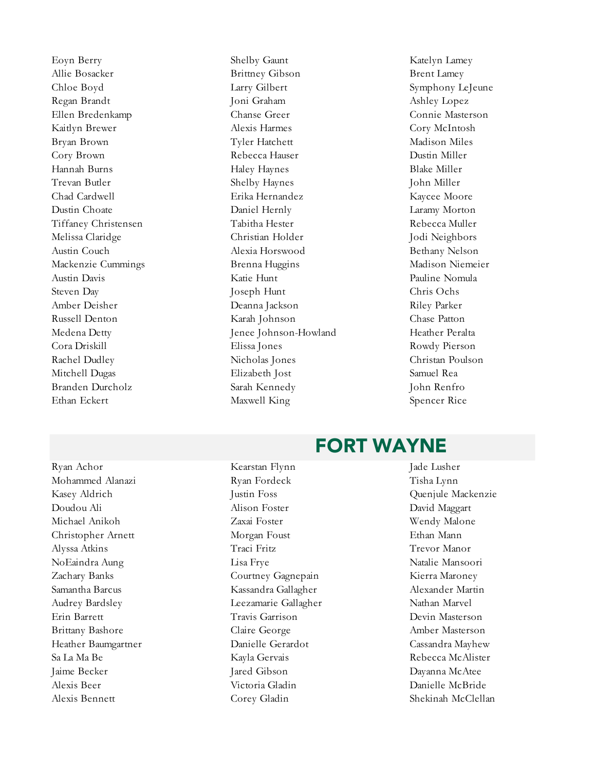Eoyn Berry
Allie Bosacker
Chloe Boyd
Regan Brandt
Ellen Bredenkamp
Kaitlyn Brewer
Bryan Brown
Cory Brown
Hannah Burns
Trevan Butler
Chad Cardwell
Dustin Choate
Tiffaney Christensen
Melissa Claridge
Austin Couch
Mackenzie Cummings
Austin Davis
Steven Day
Amber Deisher
Russell Denton
Medena Detty
Cora Driskill
Rachel Dudley
Mitchell Dugas
Branden Durcholz
Ethan Eckert
Shelby Gaunt
Brittney Gibson
Larry Gilbert
Joni Graham
Chanse Greer
Alexis Harmes
Tyler Hatchett
Rebecca Hauser
Haley Haynes
Shelby Haynes
Erika Hernandez
Daniel Hernly
Tabitha Hester
Christian Holder
Alexia Horswood
Brenna Huggins
Katie Hunt
Joseph Hunt
Deanna Jackson
Karah Johnson
Jenee Johnson-Howland
Elissa Jones
Nicholas Jones
Elizabeth Jost
Sarah Kennedy
Maxwell King
Katelyn Lamey
Brent Lamey
Symphony LeJeune
Ashley Lopez
Connie Masterson
Cory McIntosh
Madison Miles
Dustin Miller
Blake Miller
John Miller
Kaycee Moore
Laramy Morton
Rebecca Muller
Jodi Neighbors
Bethany Nelson
Madison Niemeier
Pauline Nomula
Chris Ochs
Riley Parker
Chase Patton
Heather Peralta
Rowdy Pierson
Christan Poulson
Samuel Rea
John Renfro
Spencer Rice

## FORT WAYNE

Ryan Achor
Mohammed Alanazi
Kasey Aldrich
Doudou Ali
Michael Anikoh
Christopher Arnett
Alyssa Atkins
NoEaindra Aung
Zachary Banks
Samantha Barcus
Audrey Bardsley
Erin Barrett
Brittany Bashore
Heather Baumgartner
Sa La Ma Be
Jaime Becker
Alexis Beer
Alexis Bennett
Kearstan Flynn
Ryan Fordeck
Justin Foss
Alison Foster
Zaxai Foster
Morgan Foust
Traci Fritz
Lisa Frye
Courtney Gagnepain
Kassandra Gallagher
Leezamarie Gallagher
Travis Garrison
Claire George
Danielle Gerardot
Kayla Gervais
Jared Gibson
Victoria Gladin
Corey Gladin
Jade Lusher
Tisha Lynn
Quenjule Mackenzie
David Maggart
Wendy Malone
Ethan Mann
Trevor Manor
Natalie Mansoori
Kierra Maroney
Alexander Martin
Nathan Marvel
Devin Masterson
Amber Masterson
Cassandra Mayhew
Rebecca McAlister
Dayanna McAtee
Danielle McBride
Shekinah McClellan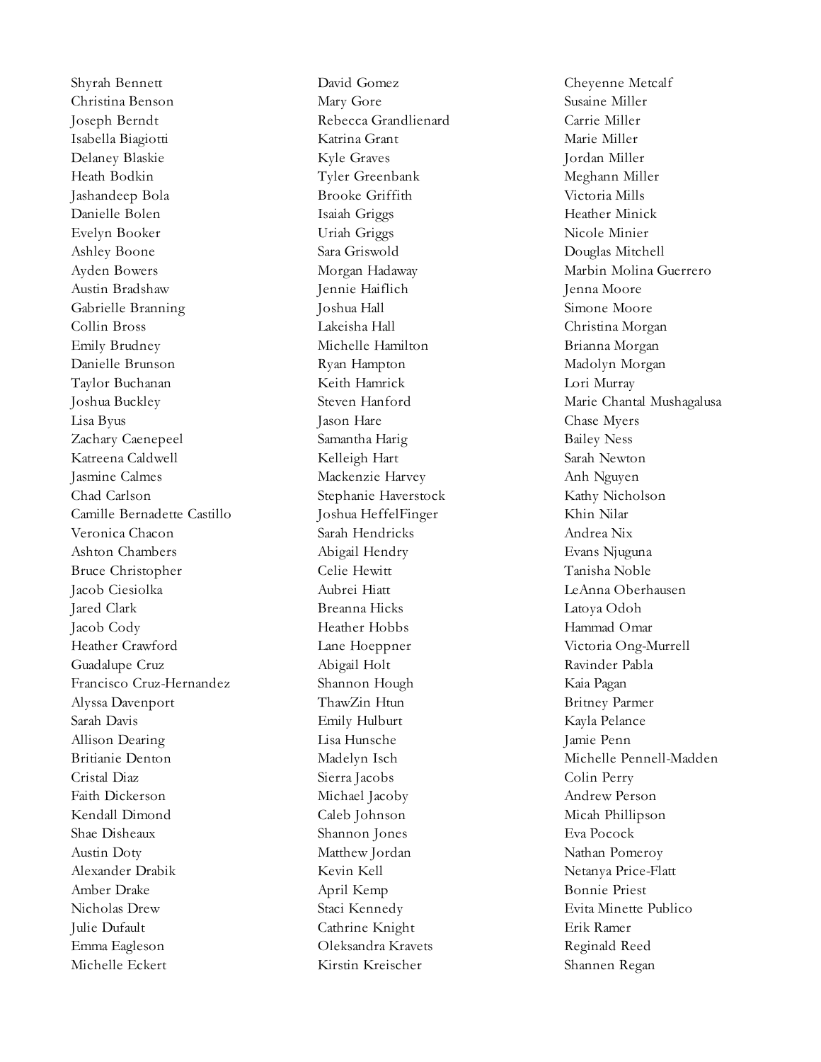Shyrah Bennett
Christina Benson
Joseph Berndt
Isabella Biagiotti
Delaney Blaskie
Heath Bodkin
Jashandeep Bola
Danielle Bolen
Evelyn Booker
Ashley Boone
Ayden Bowers
Austin Bradshaw
Gabrielle Branning
Collin Bross
Emily Brudney
Danielle Brunson
Taylor Buchanan
Joshua Buckley
Lisa Byus
Zachary Caenepeel
Katreena Caldwell
Jasmine Calmes
Chad Carlson
Camille Bernadette Castillo
Veronica Chacon
Ashton Chambers
Bruce Christopher
Jacob Ciesiolka
Jared Clark
Jacob Cody
Heather Crawford
Guadalupe Cruz
Francisco Cruz-Hernandez
Alyssa Davenport
Sarah Davis
Allison Dearing
Britianie Denton
Cristal Diaz
Faith Dickerson
Kendall Dimond
Shae Disheaux
Austin Doty
Alexander Drabik
Amber Drake
Nicholas Drew
Julie Dufault
Emma Eagleson
Michelle Eckert
David Gomez
Mary Gore
Rebecca Grandlienard
Katrina Grant
Kyle Graves
Tyler Greenbank
Brooke Griffith
Isaiah Griggs
Uriah Griggs
Sara Griswold
Morgan Hadaway
Jennie Haiflich
Joshua Hall
Lakeisha Hall
Michelle Hamilton
Ryan Hampton
Keith Hamrick
Steven Hanford
Jason Hare
Samantha Harig
Kelleigh Hart
Mackenzie Harvey
Stephanie Haverstock
Joshua HeffelFinger
Sarah Hendricks
Abigail Hendry
Celie Hewitt
Aubrei Hiatt
Breanna Hicks
Heather Hobbs
Lane Hoeppner
Abigail Holt
Shannon Hough
ThawZin Htun
Emily Hulburt
Lisa Hunsche
Madelyn Isch
Sierra Jacobs
Michael Jacoby
Caleb Johnson
Shannon Jones
Matthew Jordan
Kevin Kell
April Kemp
Staci Kennedy
Cathrine Knight
Oleksandra Kravets
Kirstin Kreischer
Cheyenne Metcalf
Susaine Miller
Carrie Miller
Marie Miller
Jordan Miller
Meghann Miller
Victoria Mills
Heather Minick
Nicole Minier
Douglas Mitchell
Marbin Molina Guerrero
Jenna Moore
Simone Moore
Christina Morgan
Brianna Morgan
Madolyn Morgan
Lori Murray
Marie Chantal Mushagalusa
Chase Myers
Bailey Ness
Sarah Newton
Anh Nguyen
Kathy Nicholson
Khin Nilar
Andrea Nix
Evans Njuguna
Tanisha Noble
LeAnna Oberhausen
Latoya Odoh
Hammad Omar
Victoria Ong-Murrell
Ravinder Pabla
Kaia Pagan
Britney Parmer
Kayla Pelance
Jamie Penn
Michelle Pennell-Madden
Colin Perry
Andrew Person
Micah Phillipson
Eva Pocock
Nathan Pomeroy
Netanya Price-Flatt
Bonnie Priest
Evita Minette Publico
Erik Ramer
Reginald Reed
Shannen Regan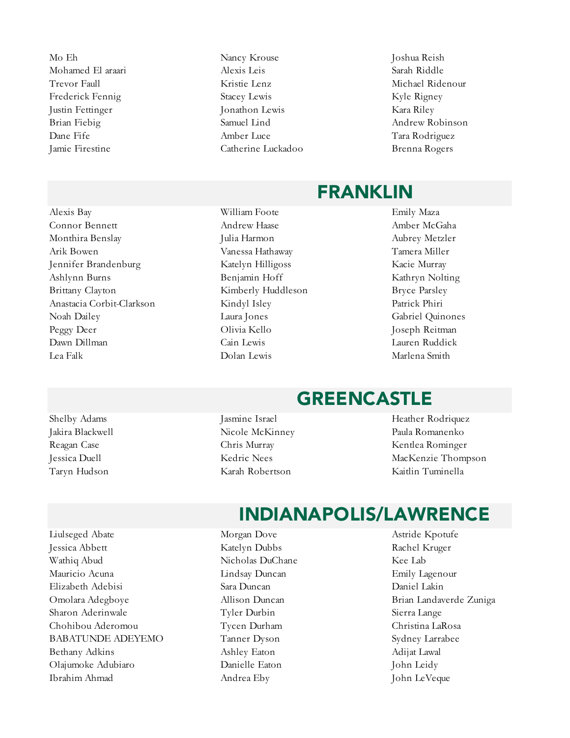Mo Eh
Mohamed El araari
Trevor Faull
Frederick Fennig
Justin Fettinger
Brian Fiebig
Dane Fife
Jamie Firestine
Nancy Krouse
Alexis Leis
Kristie Lenz
Stacey Lewis
Jonathon Lewis
Samuel Lind
Amber Luce
Catherine Luckadoo
Joshua Reish
Sarah Riddle
Michael Ridenour
Kyle Rigney
Kara Riley
Andrew Robinson
Tara Rodriguez
Brenna Rogers

## FRANKLIN

Alexis Bay
Connor Bennett
Monthira Benslay
Arik Bowen
Jennifer Brandenburg
Ashlynn Burns
Brittany Clayton
Anastacia Corbit-Clarkson
Noah Dailey
Peggy Deer
Dawn Dillman
Lea Falk
William Foote
Andrew Haase
Julia Harmon
Vanessa Hathaway
Katelyn Hilligoss
Benjamin Hoff
Kimberly Huddleson
Kindyl Isley
Laura Jones
Olivia Kello
Cain Lewis
Dolan Lewis
Emily Maza
Amber McGaha
Aubrey Metzler
Tamera Miller
Kacie Murray
Kathryn Nolting
Bryce Parsley
Patrick Phiri
Gabriel Quinones
Joseph Reitman
Lauren Ruddick
Marlena Smith

## GREENCASTLE

Shelby Adams
Jakira Blackwell
Reagan Case
Jessica Duell
Taryn Hudson
Jasmine Israel
Nicole McKinney
Chris Murray
Kedric Nees
Karah Robertson
Heather Rodriquez
Paula Romanenko
Kentlea Rominger
MacKenzie Thompson
Kaitlin Tuminella

## INDIANAPOLIS/LAWRENCE

Liulseged Abate
Jessica Abbett
Wathiq Abud
Mauricio Acuna
Elizabeth Adebisi
Omolara Adegboye
Sharon Aderinwale
Chohibou Aderomou
BABATUNDE ADEYEMO
Bethany Adkins
Olajumoke Adubiaro
Ibrahim Ahmad
Morgan Dove
Katelyn Dubbs
Nicholas DuChane
Lindsay Duncan
Sara Duncan
Allison Duncan
Tyler Durbin
Tycen Durham
Tanner Dyson
Ashley Eaton
Danielle Eaton
Andrea Eby
Astride Kpotufe
Rachel Kruger
Kee Lab
Emily Lagenour
Daniel Lakin
Brian Landaverde Zuniga
Sierra Lange
Christina LaRosa
Sydney Larrabee
Adijat Lawal
John Leidy
John LeVeque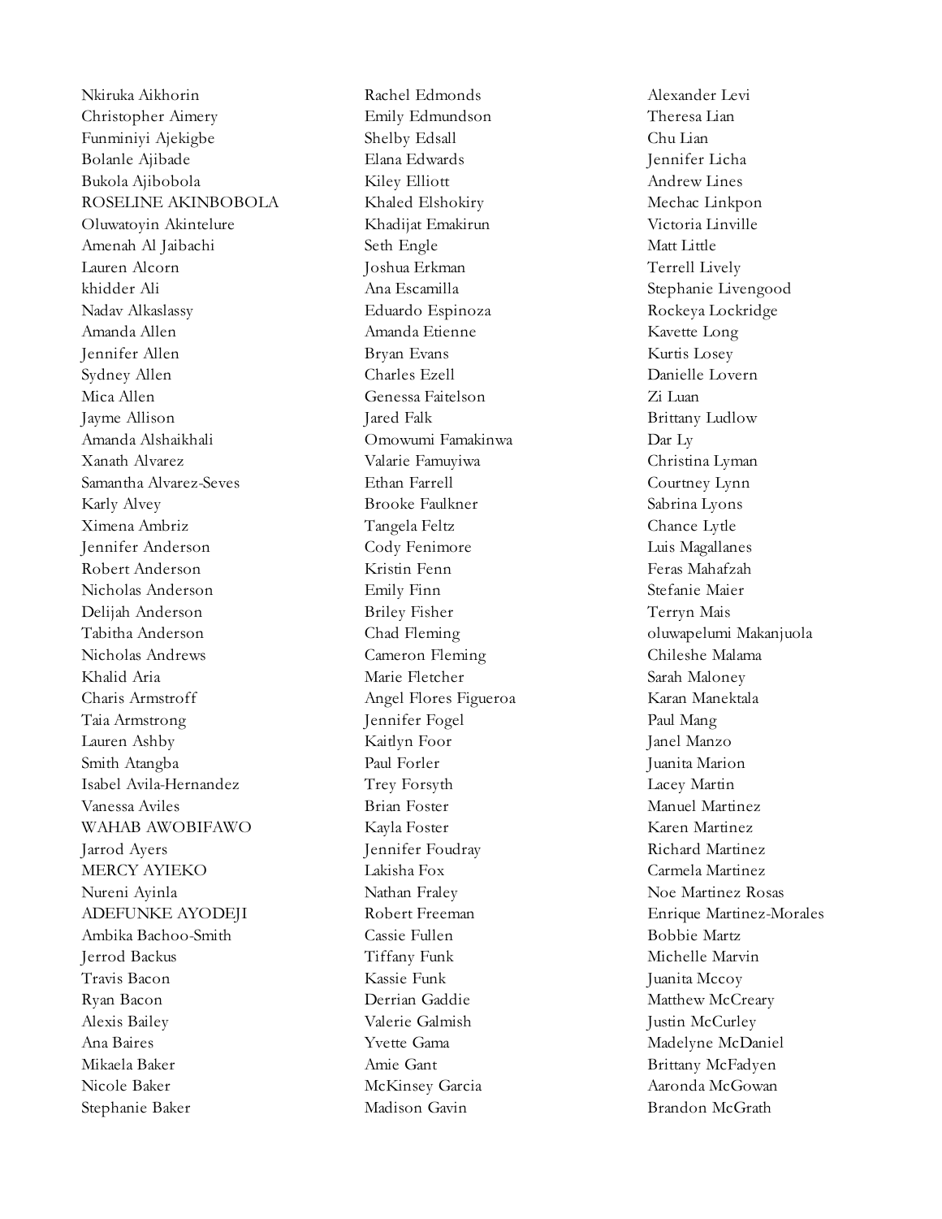Nkiruka Aikhorin
Christopher Aimery
Funminiyi Ajekigbe
Bolanle Ajibade
Bukola Ajibobola
ROSELINE AKINBOBOLA
Oluwatoyin Akintelure
Amenah Al Jaibachi
Lauren Alcorn
khidder Ali
Nadav Alkaslassy
Amanda Allen
Jennifer Allen
Sydney Allen
Mica Allen
Jayme Allison
Amanda Alshaikhali
Xanath Alvarez
Samantha Alvarez-Seves
Karly Alvey
Ximena Ambriz
Jennifer Anderson
Robert Anderson
Nicholas Anderson
Delijah Anderson
Tabitha Anderson
Nicholas Andrews
Khalid Aria
Charis Armstroff
Taia Armstrong
Lauren Ashby
Smith Atangba
Isabel Avila-Hernandez
Vanessa Aviles
WAHAB AWOBIFAWO
Jarrod Ayers
MERCY AYIEKO
Nureni Ayinla
ADEFUNKE AYODEJI
Ambika Bachoo-Smith
Jerrod Backus
Travis Bacon
Ryan Bacon
Alexis Bailey
Ana Baires
Mikaela Baker
Nicole Baker
Stephanie Baker
Rachel Edmonds
Emily Edmundson
Shelby Edsall
Elana Edwards
Kiley Elliott
Khaled Elshokiry
Khadijat Emakirun
Seth Engle
Joshua Erkman
Ana Escamilla
Eduardo Espinoza
Amanda Etienne
Bryan Evans
Charles Ezell
Genessa Faitelson
Jared Falk
Omowumi Famakinwa
Valarie Famuyiwa
Ethan Farrell
Brooke Faulkner
Tangela Feltz
Cody Fenimore
Kristin Fenn
Emily Finn
Briley Fisher
Chad Fleming
Cameron Fleming
Marie Fletcher
Angel Flores Figueroa
Jennifer Fogel
Kaitlyn Foor
Paul Forler
Trey Forsyth
Brian Foster
Kayla Foster
Jennifer Foudray
Lakisha Fox
Nathan Fraley
Robert Freeman
Cassie Fullen
Tiffany Funk
Kassie Funk
Derrian Gaddie
Valerie Galmish
Yvette Gama
Amie Gant
McKinsey Garcia
Madison Gavin
Alexander Levi
Theresa Lian
Chu Lian
Jennifer Licha
Andrew Lines
Mechac Linkpon
Victoria Linville
Matt Little
Terrell Lively
Stephanie Livengood
Rockeya Lockridge
Kavette Long
Kurtis Losey
Danielle Lovern
Zi Luan
Brittany Ludlow
Dar Ly
Christina Lyman
Courtney Lynn
Sabrina Lyons
Chance Lytle
Luis Magallanes
Feras Mahafzah
Stefanie Maier
Terryn Mais
oluwapelumi Makanjuola
Chileshe Malama
Sarah Maloney
Karan Manektala
Paul Mang
Janel Manzo
Juanita Marion
Lacey Martin
Manuel Martinez
Karen Martinez
Richard Martinez
Carmela Martinez
Noe Martinez Rosas
Enrique Martinez-Morales
Bobbie Martz
Michelle Marvin
Juanita Mccoy
Matthew McCreary
Justin McCurley
Madelyne McDaniel
Brittany McFadyen
Aaronda McGowan
Brandon McGrath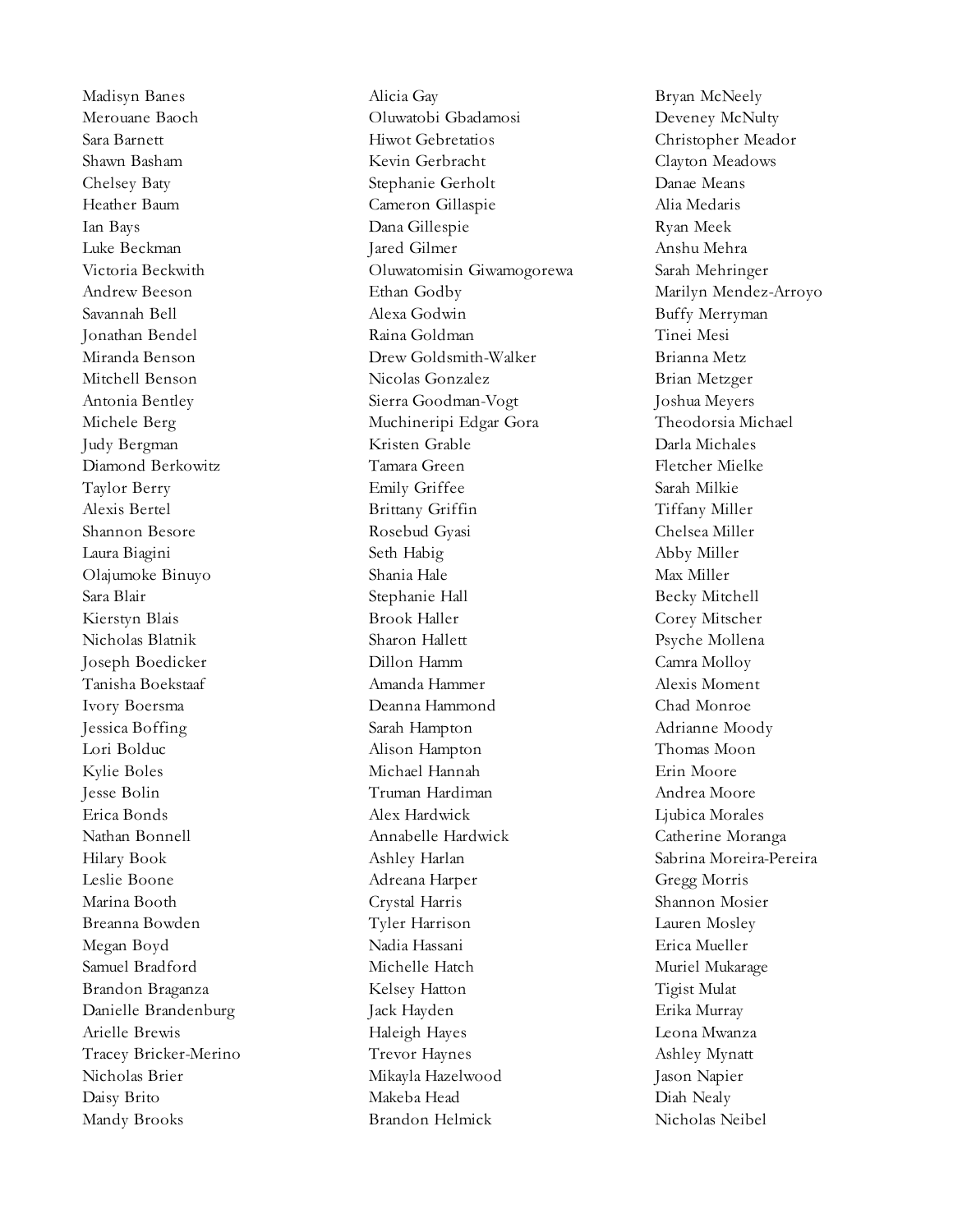Madisyn Banes
Merouane Baoch
Sara Barnett
Shawn Basham
Chelsey Baty
Heather Baum
Ian Bays
Luke Beckman
Victoria Beckwith
Andrew Beeson
Savannah Bell
Jonathan Bendel
Miranda Benson
Mitchell Benson
Antonia Bentley
Michele Berg
Judy Bergman
Diamond Berkowitz
Taylor Berry
Alexis Bertel
Shannon Besore
Laura Biagini
Olajumoke Binuyo
Sara Blair
Kierstyn Blais
Nicholas Blatnik
Joseph Boedicker
Tanisha Boekstaaf
Ivory Boersma
Jessica Boffing
Lori Bolduc
Kylie Boles
Jesse Bolin
Erica Bonds
Nathan Bonnell
Hilary Book
Leslie Boone
Marina Booth
Breanna Bowden
Megan Boyd
Samuel Bradford
Brandon Braganza
Danielle Brandenburg
Arielle Brewis
Tracey Bricker-Merino
Nicholas Brier
Daisy Brito
Mandy Brooks
Alicia Gay
Oluwatobi Gbadamosi
Hiwot Gebretatios
Kevin Gerbracht
Stephanie Gerholt
Cameron Gillaspie
Dana Gillespie
Jared Gilmer
Oluwatomisin Giwamogorewa
Ethan Godby
Alexa Godwin
Raina Goldman
Drew Goldsmith-Walker
Nicolas Gonzalez
Sierra Goodman-Vogt
Muchineripi Edgar Gora
Kristen Grable
Tamara Green
Emily Griffee
Brittany Griffin
Rosebud Gyasi
Seth Habig
Shania Hale
Stephanie Hall
Brook Haller
Sharon Hallett
Dillon Hamm
Amanda Hammer
Deanna Hammond
Sarah Hampton
Alison Hampton
Michael Hannah
Truman Hardiman
Alex Hardwick
Annabelle Hardwick
Ashley Harlan
Adreana Harper
Crystal Harris
Tyler Harrison
Nadia Hassani
Michelle Hatch
Kelsey Hatton
Jack Hayden
Haleigh Hayes
Trevor Haynes
Mikayla Hazelwood
Makeba Head
Brandon Helmick
Bryan McNeely
Deveney McNulty
Christopher Meador
Clayton Meadows
Danae Means
Alia Medaris
Ryan Meek
Anshu Mehra
Sarah Mehringer
Marilyn Mendez-Arroyo
Buffy Merryman
Tinei Mesi
Brianna Metz
Brian Metzger
Joshua Meyers
Theodorsia Michael
Darla Michales
Fletcher Mielke
Sarah Milkie
Tiffany Miller
Chelsea Miller
Abby Miller
Max Miller
Becky Mitchell
Corey Mitscher
Psyche Mollena
Camra Molloy
Alexis Moment
Chad Monroe
Adrianne Moody
Thomas Moon
Erin Moore
Andrea Moore
Ljubica Morales
Catherine Moranga
Sabrina Moreira-Pereira
Gregg Morris
Shannon Mosier
Lauren Mosley
Erica Mueller
Muriel Mukarage
Tigist Mulat
Erika Murray
Leona Mwanza
Ashley Mynatt
Jason Napier
Diah Nealy
Nicholas Neibel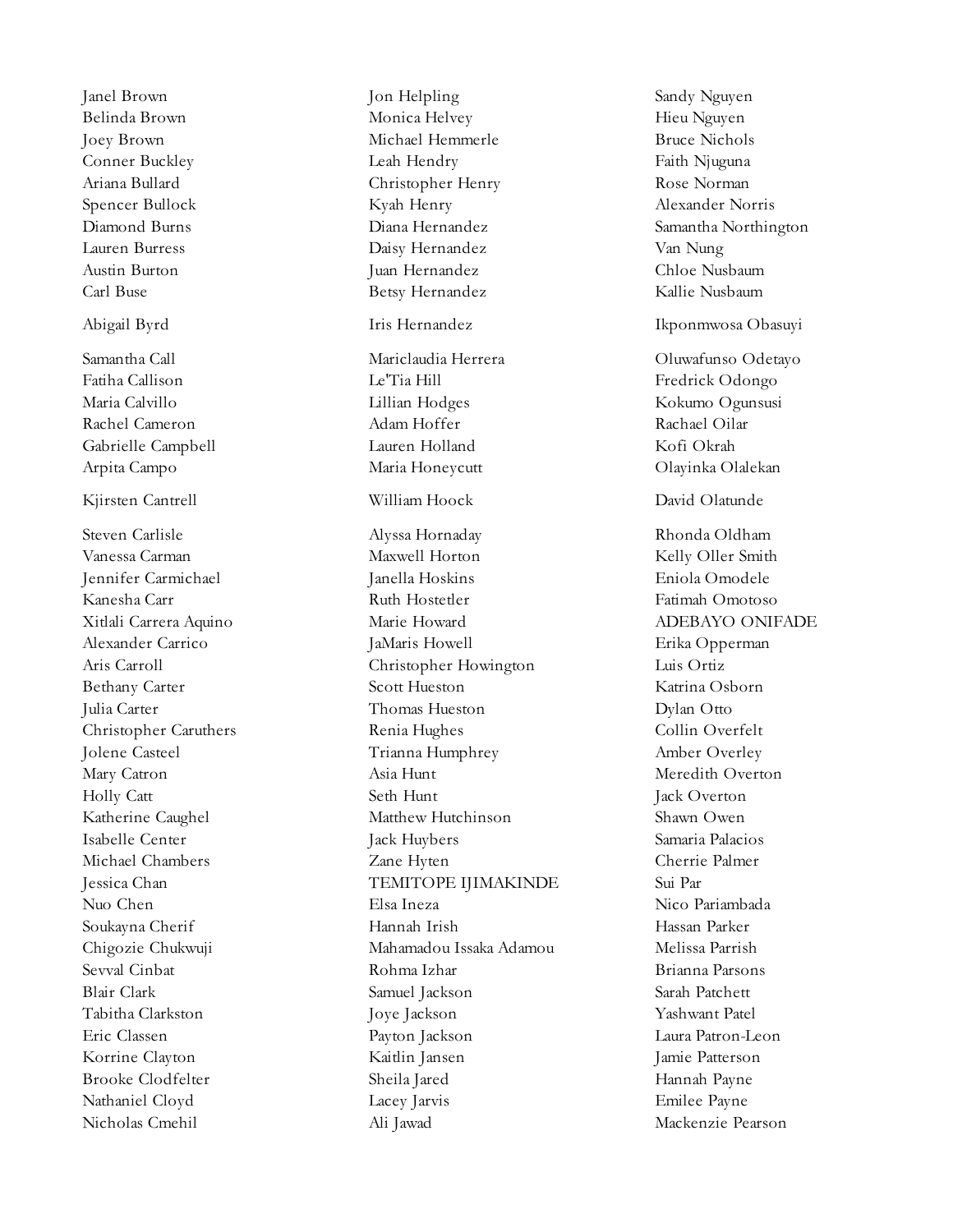Janel Brown
Belinda Brown
Joey Brown
Conner Buckley
Ariana Bullard
Spencer Bullock
Diamond Burns
Lauren Burress
Austin Burton
Carl Buse

Abigail Byrd

Samantha Call
Fatiha Callison
Maria Calvillo
Rachel Cameron
Gabrielle Campbell
Arpita Campo

Kjirsten Cantrell

Steven Carlisle
Vanessa Carman
Jennifer Carmichael
Kanesha Carr
Xitlali Carrera Aquino
Alexander Carrico
Aris Carroll
Bethany Carter
Julia Carter
Christopher Caruthers
Jolene Casteel
Mary Catron
Holly Catt
Katherine Caughel
Isabelle Center
Michael Chambers
Jessica Chan
Nuo Chen
Soukayna Cherif
Chigozie Chukwuji
Sevval Cinbat
Blair Clark
Tabitha Clarkston
Eric Classen
Korrine Clayton
Brooke Clodfelter
Nathaniel Cloyd
Nicholas Cmehil

Jon Helpling
Monica Helvey
Michael Hemmerle
Leah Hendry
Christopher Henry
Kyah Henry
Diana Hernandez
Daisy Hernandez
Juan Hernandez
Betsy Hernandez

Iris Hernandez

Mariclaudia Herrera
Le'Tia Hill
Lillian Hodges
Adam Hoffer
Lauren Holland
Maria Honeycutt

William Hoock

Alyssa Hornaday
Maxwell Horton
Janella Hoskins
Ruth Hostetler
Marie Howard
JaMaris Howell
Christopher Howington
Scott Hueston
Thomas Hueston
Renia Hughes
Trianna Humphrey
Asia Hunt
Seth Hunt
Matthew Hutchinson
Jack Huybers
Zane Hyten
TEMITOPE IJIMAKINDE
Elsa Ineza
Hannah Irish
Mahamadou Issaka Adamou
Rohma Izhar
Samuel Jackson
Joye Jackson
Payton Jackson
Kaitlin Jansen
Sheila Jared
Lacey Jarvis
Ali Jawad

Sandy Nguyen
Hieu Nguyen
Bruce Nichols
Faith Njuguna
Rose Norman
Alexander Norris
Samantha Northington
Van Nung
Chloe Nusbaum
Kallie Nusbaum

Ikponmwosa Obasuyi

Oluwafunso Odetayo
Fredrick Odongo
Kokumo Ogunsusi
Rachael Oilar
Kofi Okrah
Olayinka Olalekan

David Olatunde

Rhonda Oldham
Kelly Oller Smith
Eniola Omodele
Fatimah Omotoso
ADEBAYO ONIFADE
Erika Opperman
Luis Ortiz
Katrina Osborn
Dylan Otto
Collin Overfelt
Amber Overley
Meredith Overton
Jack Overton
Shawn Owen
Samaria Palacios
Cherrie Palmer
Sui Par
Nico Pariambada
Hassan Parker
Melissa Parrish
Brianna Parsons
Sarah Patchett
Yashwant Patel
Laura Patron-Leon
Jamie Patterson
Hannah Payne
Emilee Payne
Mackenzie Pearson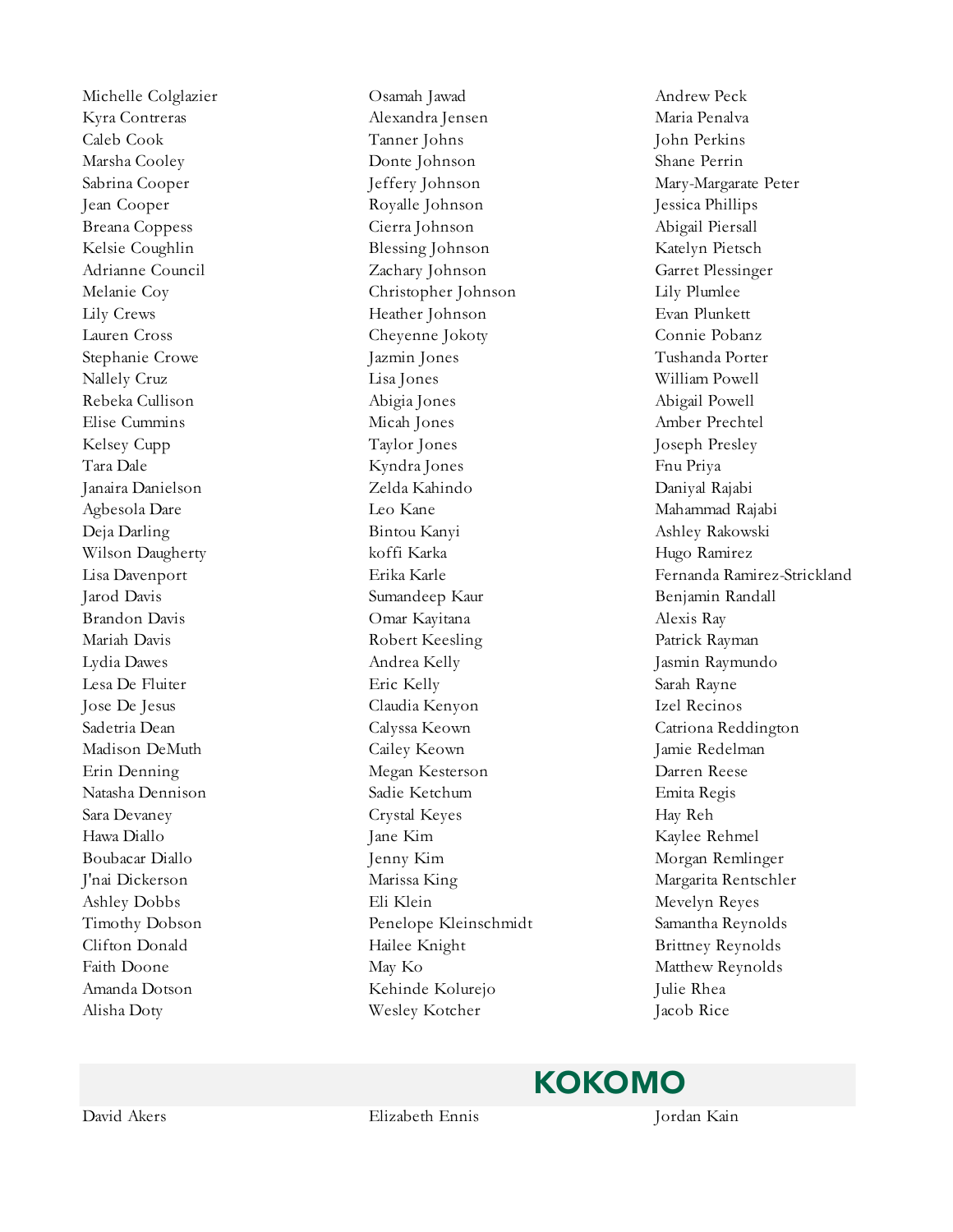Michelle Colglazier
Kyra Contreras
Caleb Cook
Marsha Cooley
Sabrina Cooper
Jean Cooper
Breana Coppess
Kelsie Coughlin
Adrianne Council
Melanie Coy
Lily Crews
Lauren Cross
Stephanie Crowe
Nallely Cruz
Rebeka Cullison
Elise Cummins
Kelsey Cupp
Tara Dale
Janaira Danielson
Agbesola Dare
Deja Darling
Wilson Daugherty
Lisa Davenport
Jarod Davis
Brandon Davis
Mariah Davis
Lydia Dawes
Lesa De Fluiter
Jose De Jesus
Sadetria Dean
Madison DeMuth
Erin Denning
Natasha Dennison
Sara Devaney
Hawa Diallo
Boubacar Diallo
J'nai Dickerson
Ashley Dobbs
Timothy Dobson
Clifton Donald
Faith Doone
Amanda Dotson
Alisha Doty

Osamah Jawad
Alexandra Jensen
Tanner Johns
Donte Johnson
Jeffery Johnson
Royalle Johnson
Cierra Johnson
Blessing Johnson
Zachary Johnson
Christopher Johnson
Heather Johnson
Cheyenne Jokoty
Jazmin Jones
Lisa Jones
Abigia Jones
Micah Jones
Taylor Jones
Kyndra Jones
Zelda Kahindo
Leo Kane
Bintou Kanyi
koffi Karka
Erika Karle
Sumandeep Kaur
Omar Kayitana
Robert Keesling
Andrea Kelly
Eric Kelly
Claudia Kenyon
Calyssa Keown
Cailey Keown
Megan Kesterson
Sadie Ketchum
Crystal Keyes
Jane Kim
Jenny Kim
Marissa King
Eli Klein
Penelope Kleinschmidt
Hailee Knight
May Ko
Kehinde Kolurejo
Wesley Kotcher

Andrew Peck
Maria Penalva
John Perkins
Shane Perrin
Mary-Margarate Peter
Jessica Phillips
Abigail Piersall
Katelyn Pietsch
Garret Plessinger
Lily Plumlee
Evan Plunkett
Connie Pobanz
Tushanda Porter
William Powell
Abigail Powell
Amber Prechtel
Joseph Presley
Fnu Priya
Daniyal Rajabi
Mahammad Rajabi
Ashley Rakowski
Hugo Ramirez
Fernanda Ramirez-Strickland
Benjamin Randall
Alexis Ray
Patrick Rayman
Jasmin Raymundo
Sarah Rayne
Izel Recinos
Catriona Reddington
Jamie Redelman
Darren Reese
Emita Regis
Hay Reh
Kaylee Rehmel
Morgan Remlinger
Margarita Rentschler
Mevelyn Reyes
Samantha Reynolds
Brittney Reynolds
Matthew Reynolds
Julie Rhea
Jacob Rice

## KOKOMO

David Akers

Elizabeth Ennis

Jordan Kain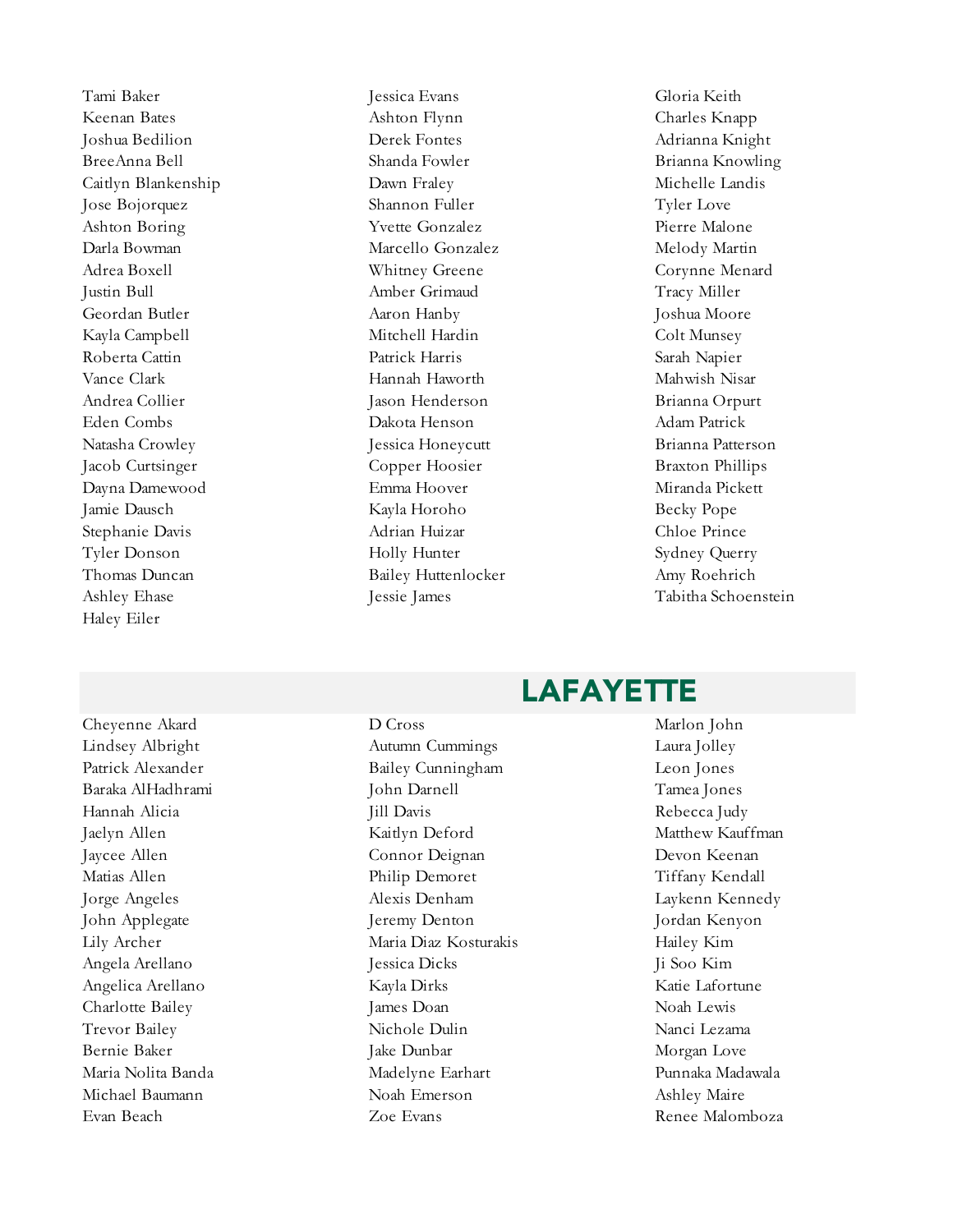Tami Baker
Keenan Bates
Joshua Bedilion
BreeAnna Bell
Caitlyn Blankenship
Jose Bojorquez
Ashton Boring
Darla Bowman
Adrea Boxell
Justin Bull
Geordan Butler
Kayla Campbell
Roberta Cattin
Vance Clark
Andrea Collier
Eden Combs
Natasha Crowley
Jacob Curtsinger
Dayna Damewood
Jamie Dausch
Stephanie Davis
Tyler Donson
Thomas Duncan
Ashley Ehase
Haley Eiler
Jessica Evans
Ashton Flynn
Derek Fontes
Shanda Fowler
Dawn Fraley
Shannon Fuller
Yvette Gonzalez
Marcello Gonzalez
Whitney Greene
Amber Grimaud
Aaron Hanby
Mitchell Hardin
Patrick Harris
Hannah Haworth
Jason Henderson
Dakota Henson
Jessica Honeycutt
Copper Hoosier
Emma Hoover
Kayla Horoho
Adrian Huizar
Holly Hunter
Bailey Huttenlocker
Jessie James
Gloria Keith
Charles Knapp
Adrianna Knight
Brianna Knowling
Michelle Landis
Tyler Love
Pierre Malone
Melody Martin
Corynne Menard
Tracy Miller
Joshua Moore
Colt Munsey
Sarah Napier
Mahwish Nisar
Brianna Orpurt
Adam Patrick
Brianna Patterson
Braxton Phillips
Miranda Pickett
Becky Pope
Chloe Prince
Sydney Querry
Amy Roehrich
Tabitha Schoenstein

## LAFAYETTE

Cheyenne Akard
Lindsey Albright
Patrick Alexander
Baraka AlHadhrami
Hannah Alicia
Jaelyn Allen
Jaycee Allen
Matias Allen
Jorge Angeles
John Applegate
Lily Archer
Angela Arellano
Angelica Arellano
Charlotte Bailey
Trevor Bailey
Bernie Baker
Maria Nolita Banda
Michael Baumann
Evan Beach
D Cross
Autumn Cummings
Bailey Cunningham
John Darnell
Jill Davis
Kaitlyn Deford
Connor Deignan
Philip Demoret
Alexis Denham
Jeremy Denton
Maria Diaz Kosturakis
Jessica Dicks
Kayla Dirks
James Doan
Nichole Dulin
Jake Dunbar
Madelyne Earhart
Noah Emerson
Zoe Evans
Marlon John
Laura Jolley
Leon Jones
Tamea Jones
Rebecca Judy
Matthew Kauffman
Devon Keenan
Tiffany Kendall
Laykenn Kennedy
Jordan Kenyon
Hailey Kim
Ji Soo Kim
Katie Lafortune
Noah Lewis
Nanci Lezama
Morgan Love
Punnaka Madawala
Ashley Maire
Renee Malomboza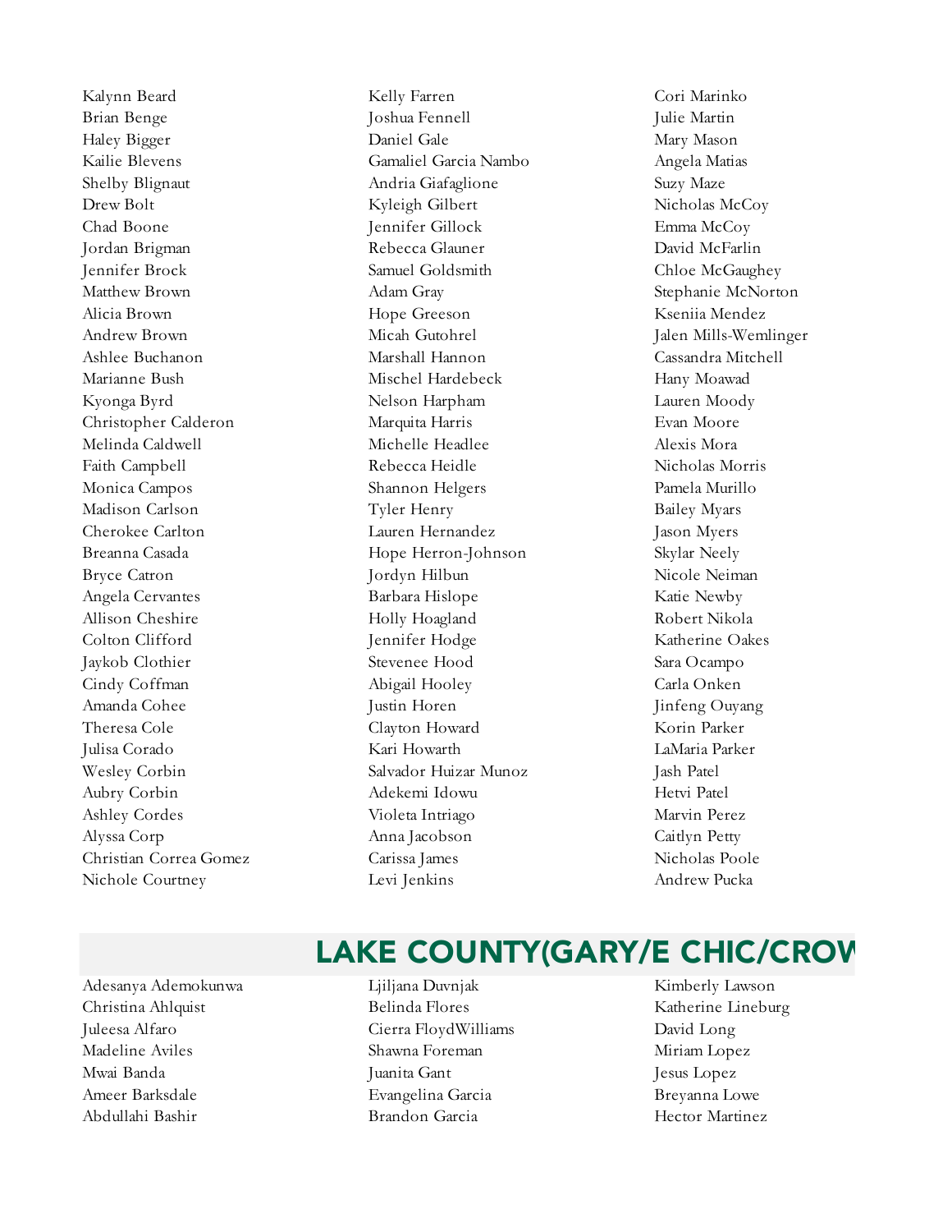Kalynn Beard
Brian Benge
Haley Bigger
Kailie Blevens
Shelby Blignaut
Drew Bolt
Chad Boone
Jordan Brigman
Jennifer Brock
Matthew Brown
Alicia Brown
Andrew Brown
Ashlee Buchanon
Marianne Bush
Kyonga Byrd
Christopher Calderon
Melinda Caldwell
Faith Campbell
Monica Campos
Madison Carlson
Cherokee Carlton
Breanna Casada
Bryce Catron
Angela Cervantes
Allison Cheshire
Colton Clifford
Jaykob Clothier
Cindy Coffman
Amanda Cohee
Theresa Cole
Julisa Corado
Wesley Corbin
Aubry Corbin
Ashley Cordes
Alyssa Corp
Christian Correa Gomez
Nichole Courtney
Kelly Farren
Joshua Fennell
Daniel Gale
Gamaliel Garcia Nambo
Andria Giafaglione
Kyleigh Gilbert
Jennifer Gillock
Rebecca Glauner
Samuel Goldsmith
Adam Gray
Hope Greeson
Micah Gutohrel
Marshall Hannon
Mischel Hardebeck
Nelson Harpham
Marquita Harris
Michelle Headlee
Rebecca Heidle
Shannon Helgers
Tyler Henry
Lauren Hernandez
Hope Herron-Johnson
Jordyn Hilbun
Barbara Hislope
Holly Hoagland
Jennifer Hodge
Stevenee Hood
Abigail Hooley
Justin Horen
Clayton Howard
Kari Howarth
Salvador Huizar Munoz
Adekemi Idowu
Violeta Intriago
Anna Jacobson
Carissa James
Levi Jenkins
Cori Marinko
Julie Martin
Mary Mason
Angela Matias
Suzy Maze
Nicholas McCoy
Emma McCoy
David McFarlin
Chloe McGaughey
Stephanie McNorton
Kseniia Mendez
Jalen Mills-Wemlinger
Cassandra Mitchell
Hany Moawad
Lauren Moody
Evan Moore
Alexis Mora
Nicholas Morris
Pamela Murillo
Bailey Myars
Jason Myers
Skylar Neely
Nicole Neiman
Katie Newby
Robert Nikola
Katherine Oakes
Sara Ocampo
Carla Onken
Jinfeng Ouyang
Korin Parker
LaMaria Parker
Jash Patel
Hetvi Patel
Marvin Perez
Caitlyn Petty
Nicholas Poole
Andrew Pucka

## LAKE COUNTY(GARY/E CHIC/CROW

Adesanya Ademokunwa
Christina Ahlquist
Juleesa Alfaro
Madeline Aviles
Mwai Banda
Ameer Barksdale
Abdullahi Bashir
Ljiljana Duvnjak
Belinda Flores
Cierra FloydWilliams
Shawna Foreman
Juanita Gant
Evangelina Garcia
Brandon Garcia
Kimberly Lawson
Katherine Lineburg
David Long
Miriam Lopez
Jesus Lopez
Breyanna Lowe
Hector Martinez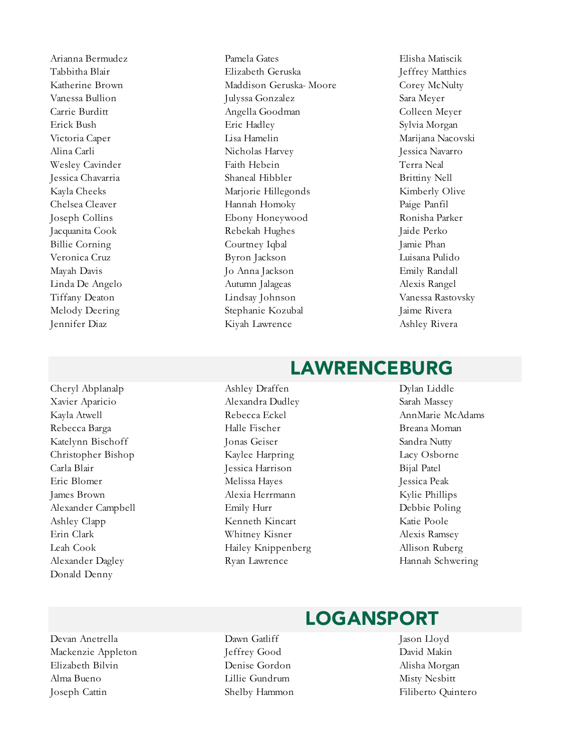Arianna Bermudez
Tabbitha Blair
Katherine Brown
Vanessa Bullion
Carrie Burditt
Erick Bush
Victoria Caper
Alina Carli
Wesley Cavinder
Jessica Chavarria
Kayla Cheeks
Chelsea Cleaver
Joseph Collins
Jacquanita Cook
Billie Corning
Veronica Cruz
Mayah Davis
Linda De Angelo
Tiffany Deaton
Melody Deering
Jennifer Diaz

Pamela Gates
Elizabeth Geruska
Maddison Geruska- Moore
Julyssa Gonzalez
Angella Goodman
Eric Hadley
Lisa Hamelin
Nicholas Harvey
Faith Hebein
Shaneal Hibbler
Marjorie Hillegonds
Hannah Homoky
Ebony Honeywood
Rebekah Hughes
Courtney Iqbal
Byron Jackson
Jo Anna Jackson
Autumn Jalageas
Lindsay Johnson
Stephanie Kozubal
Kiyah Lawrence

Elisha Matiscik
Jeffrey Matthies
Corey McNulty
Sara Meyer
Colleen Meyer
Sylvia Morgan
Marijana Nacovski
Jessica Navarro
Terra Neal
Brittiny Nell
Kimberly Olive
Paige Panfil
Ronisha Parker
Jaide Perko
Jamie Phan
Luisana Pulido
Emily Randall
Alexis Rangel
Vanessa Rastovsky
Jaime Rivera
Ashley Rivera

## LAWRENCEBURG

Cheryl Abplanalp
Xavier Aparicio
Kayla Atwell
Rebecca Barga
Katelynn Bischoff
Christopher Bishop
Carla Blair
Eric Blomer
James Brown
Alexander Campbell
Ashley Clapp
Erin Clark
Leah Cook
Alexander Dagley
Donald Denny

Ashley Draffen
Alexandra Dudley
Rebecca Eckel
Halle Fischer
Jonas Geiser
Kaylee Harpring
Jessica Harrison
Melissa Hayes
Alexia Herrmann
Emily Hurr
Kenneth Kincart
Whitney Kisner
Hailey Knippenberg
Ryan Lawrence

Dylan Liddle
Sarah Massey
AnnMarie McAdams
Breana Moman
Sandra Nutty
Lacy Osborne
Bijal Patel
Jessica Peak
Kylie Phillips
Debbie Poling
Katie Poole
Alexis Ramsey
Allison Ruberg
Hannah Schwering

## LOGANSPORT

Devan Anetrella
Mackenzie Appleton
Elizabeth Bilvin
Alma Bueno
Joseph Cattin

Dawn Gatliff
Jeffrey Good
Denise Gordon
Lillie Gundrum
Shelby Hammon

Jason Lloyd
David Makin
Alisha Morgan
Misty Nesbitt
Filiberto Quintero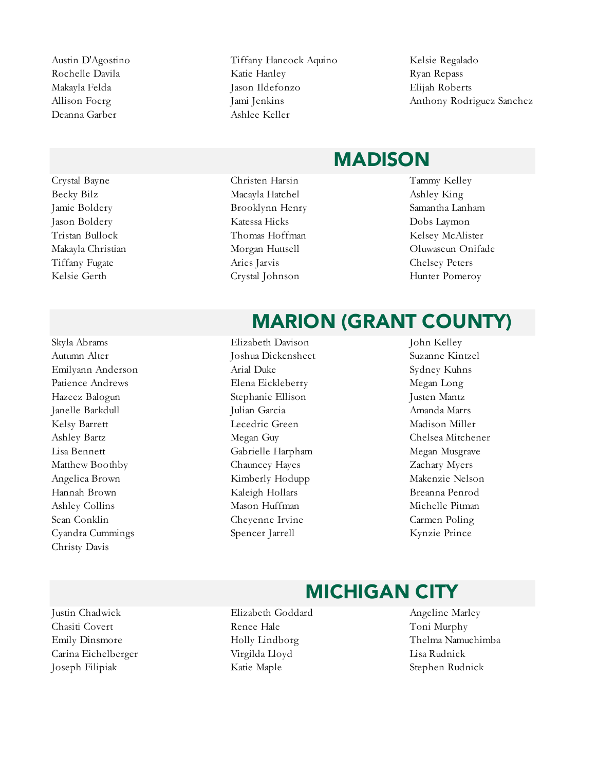Austin D'Agostino
Rochelle Davila
Makayla Felda
Allison Foerg
Deanna Garber
Tiffany Hancock Aquino
Katie Hanley
Jason Ildefonzo
Jami Jenkins
Ashlee Keller
Kelsie Regalado
Ryan Repass
Elijah Roberts
Anthony Rodriguez Sanchez

## MADISON

Crystal Bayne
Becky Bilz
Jamie Boldery
Jason Boldery
Tristan Bullock
Makayla Christian
Tiffany Fugate
Kelsie Gerth
Christen Harsin
Macayla Hatchel
Brooklynn Henry
Katessa Hicks
Thomas Hoffman
Morgan Huttsell
Aries Jarvis
Crystal Johnson
Tammy Kelley
Ashley King
Samantha Lanham
Dobs Laymon
Kelsey McAlister
Oluwaseun Onifade
Chelsey Peters
Hunter Pomeroy

## MARION (GRANT COUNTY)

Skyla Abrams
Autumn Alter
Emilyann Anderson
Patience Andrews
Hazeez Balogun
Janelle Barkdull
Kelsy Barrett
Ashley Bartz
Lisa Bennett
Matthew Boothby
Angelica Brown
Hannah Brown
Ashley Collins
Sean Conklin
Cyandra Cummings
Christy Davis
Elizabeth Davison
Joshua Dickensheet
Arial Duke
Elena Eickleberry
Stephanie Ellison
Julian Garcia
Lecedric Green
Megan Guy
Gabrielle Harpham
Chauncey Hayes
Kimberly Hodupp
Kaleigh Hollars
Mason Huffman
Cheyenne Irvine
Spencer Jarrell
John Kelley
Suzanne Kintzel
Sydney Kuhns
Megan Long
Justen Mantz
Amanda Marrs
Madison Miller
Chelsea Mitchener
Megan Musgrave
Zachary Myers
Makenzie Nelson
Breanna Penrod
Michelle Pitman
Carmen Poling
Kynzie Prince

## MICHIGAN CITY

Justin Chadwick
Chasiti Covert
Emily Dinsmore
Carina Eichelberger
Joseph Filipiak
Elizabeth Goddard
Renee Hale
Holly Lindborg
Virgilda Lloyd
Katie Maple
Angeline Marley
Toni Murphy
Thelma Namuchimba
Lisa Rudnick
Stephen Rudnick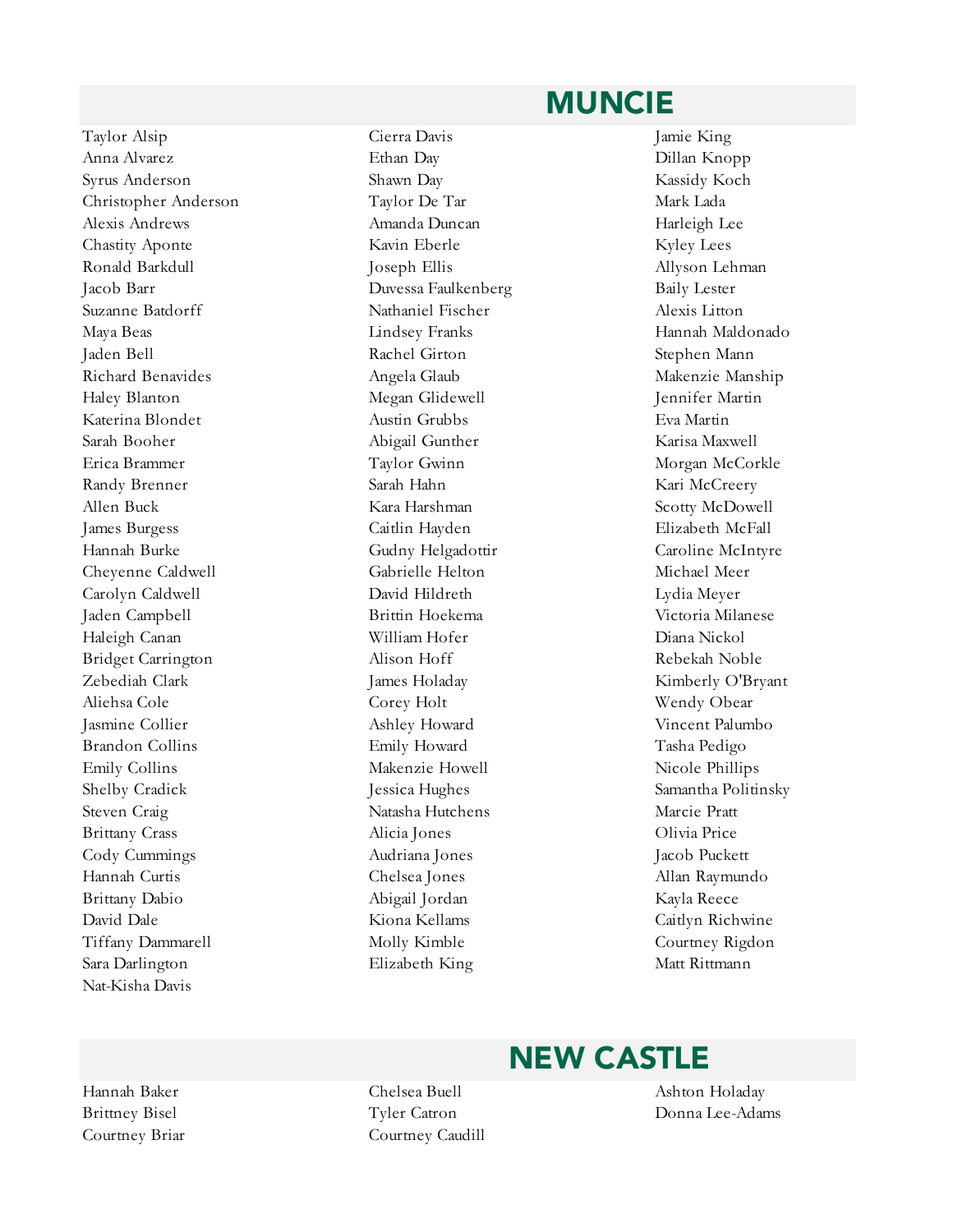## MUNCIE

Taylor Alsip
Anna Alvarez
Syrus Anderson
Christopher Anderson
Alexis Andrews
Chastity Aponte
Ronald Barkdull
Jacob Barr
Suzanne Batdorff
Maya Beas
Jaden Bell
Richard Benavides
Haley Blanton
Katerina Blondet
Sarah Booher
Erica Brammer
Randy Brenner
Allen Buck
James Burgess
Hannah Burke
Cheyenne Caldwell
Carolyn Caldwell
Jaden Campbell
Haleigh Canan
Bridget Carrington
Zebediah Clark
Aliehsa Cole
Jasmine Collier
Brandon Collins
Emily Collins
Shelby Cradick
Steven Craig
Brittany Crass
Cody Cummings
Hannah Curtis
Brittany Dabio
David Dale
Tiffany Dammarell
Sara Darlington
Nat-Kisha Davis
Cierra Davis
Ethan Day
Shawn Day
Taylor De Tar
Amanda Duncan
Kavin Eberle
Joseph Ellis
Duvessa Faulkenberg
Nathaniel Fischer
Lindsey Franks
Rachel Girton
Angela Glaub
Megan Glidewell
Austin Grubbs
Abigail Gunther
Taylor Gwinn
Sarah Hahn
Kara Harshman
Caitlin Hayden
Gudny Helgadottir
Gabrielle Helton
David Hildreth
Brittin Hoekema
William Hofer
Alison Hoff
James Holaday
Corey Holt
Ashley Howard
Emily Howard
Makenzie Howell
Jessica Hughes
Natasha Hutchens
Alicia Jones
Audriana Jones
Chelsea Jones
Abigail Jordan
Kiona Kellams
Molly Kimble
Elizabeth King
Jamie King
Dillan Knopp
Kassidy Koch
Mark Lada
Harleigh Lee
Kyley Lees
Allyson Lehman
Baily Lester
Alexis Litton
Hannah Maldonado
Stephen Mann
Makenzie Manship
Jennifer Martin
Eva Martin
Karisa Maxwell
Morgan McCorkle
Kari McCreery
Scotty McDowell
Elizabeth McFall
Caroline McIntyre
Michael Meer
Lydia Meyer
Victoria Milanese
Diana Nickol
Rebekah Noble
Kimberly O'Bryant
Wendy Obear
Vincent Palumbo
Tasha Pedigo
Nicole Phillips
Samantha Politinsky
Marcie Pratt
Olivia Price
Jacob Puckett
Allan Raymundo
Kayla Reece
Caitlyn Richwine
Courtney Rigdon
Matt Rittmann

## NEW CASTLE

Hannah Baker
Brittney Bisel
Courtney Briar
Chelsea Buell
Tyler Catron
Courtney Caudill
Ashton Holaday
Donna Lee-Adams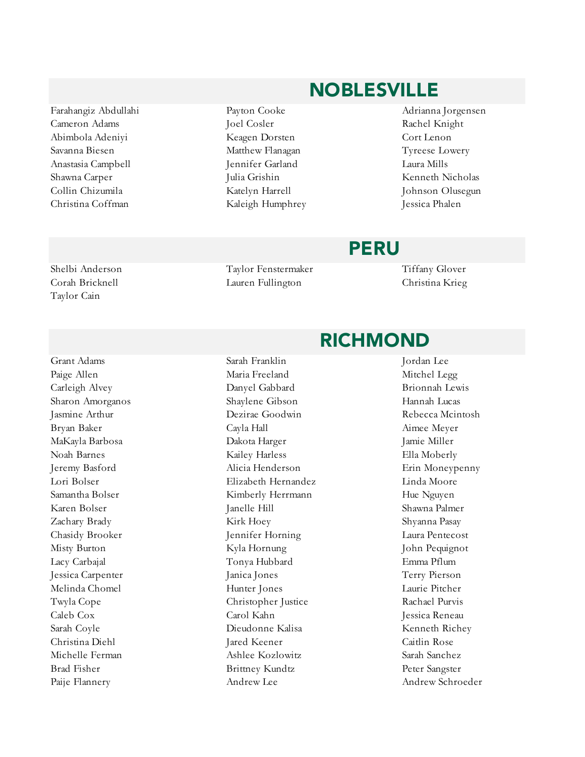## NOBLESVILLE

Farahangiz Abdullahi
Cameron Adams
Abimbola Adeniyi
Savanna Biesen
Anastasia Campbell
Shawna Carper
Collin Chizumila
Christina Coffman
Payton Cooke
Joel Cosler
Keagen Dorsten
Matthew Flanagan
Jennifer Garland
Julia Grishin
Katelyn Harrell
Kaleigh Humphrey
Adrianna Jorgensen
Rachel Knight
Cort Lenon
Tyreese Lowery
Laura Mills
Kenneth Nicholas
Johnson Olusegun
Jessica Phalen

## PERU

Shelbi Anderson
Corah Bricknell
Taylor Cain
Taylor Fenstermaker
Lauren Fullington
Tiffany Glover
Christina Krieg

## RICHMOND

Grant Adams
Paige Allen
Carleigh Alvey
Sharon Amorganos
Jasmine Arthur
Bryan Baker
MaKayla Barbosa
Noah Barnes
Jeremy Basford
Lori Bolser
Samantha Bolser
Karen Bolser
Zachary Brady
Chasidy Brooker
Misty Burton
Lacy Carbajal
Jessica Carpenter
Melinda Chomel
Twyla Cope
Caleb Cox
Sarah Coyle
Christina Diehl
Michelle Ferman
Brad Fisher
Paije Flannery
Sarah Franklin
Maria Freeland
Danyel Gabbard
Shaylene Gibson
Dezirae Goodwin
Cayla Hall
Dakota Harger
Kailey Harless
Alicia Henderson
Elizabeth Hernandez
Kimberly Herrmann
Janelle Hill
Kirk Hoey
Jennifer Horning
Kyla Hornung
Tonya Hubbard
Janica Jones
Hunter Jones
Christopher Justice
Carol Kahn
Dieudonne Kalisa
Jared Keener
Ashlee Kozlowitz
Brittney Kundtz
Andrew Lee
Jordan Lee
Mitchel Legg
Brionnah Lewis
Hannah Lucas
Rebecca Mcintosh
Aimee Meyer
Jamie Miller
Ella Moberly
Erin Moneypenny
Linda Moore
Hue Nguyen
Shawna Palmer
Shyanna Pasay
Laura Pentecost
John Pequignot
Emma Pflum
Terry Pierson
Laurie Pitcher
Rachael Purvis
Jessica Reneau
Kenneth Richey
Caitlin Rose
Sarah Sanchez
Peter Sangster
Andrew Schroeder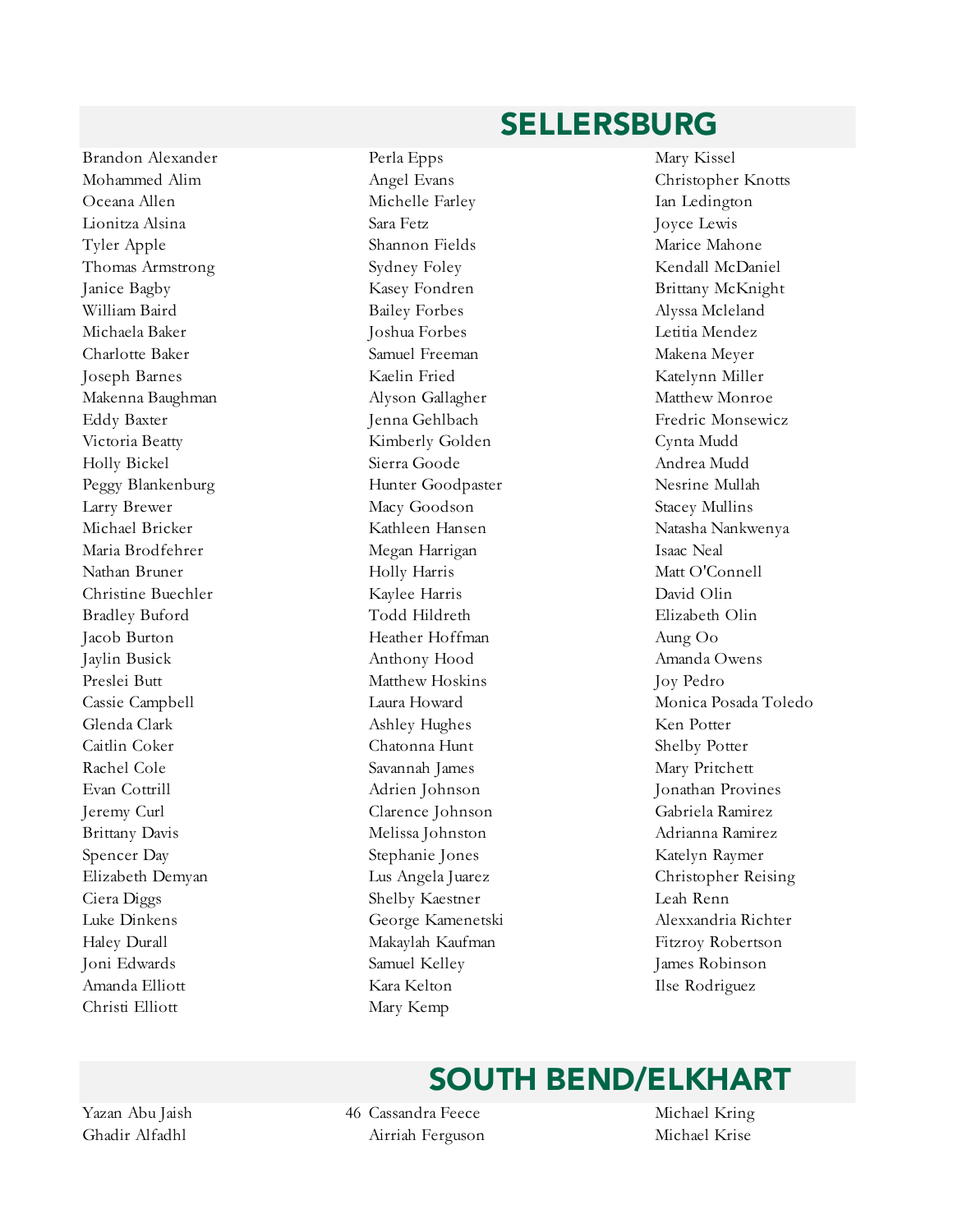## SELLERSBURG

Brandon Alexander
Mohammed Alim
Oceana Allen
Lionitza Alsina
Tyler Apple
Thomas Armstrong
Janice Bagby
William Baird
Michaela Baker
Charlotte Baker
Joseph Barnes
Makenna Baughman
Eddy Baxter
Victoria Beatty
Holly Bickel
Peggy Blankenburg
Larry Brewer
Michael Bricker
Maria Brodfehrer
Nathan Bruner
Christine Buechler
Bradley Buford
Jacob Burton
Jaylin Busick
Preslei Butt
Cassie Campbell
Glenda Clark
Caitlin Coker
Rachel Cole
Evan Cottrill
Jeremy Curl
Brittany Davis
Spencer Day
Elizabeth Demyan
Ciera Diggs
Luke Dinkens
Haley Durall
Joni Edwards
Amanda Elliott
Christi Elliott
Perla Epps
Angel Evans
Michelle Farley
Sara Fetz
Shannon Fields
Sydney Foley
Kasey Fondren
Bailey Forbes
Joshua Forbes
Samuel Freeman
Kaelin Fried
Alyson Gallagher
Jenna Gehlbach
Kimberly Golden
Sierra Goode
Hunter Goodpaster
Macy Goodson
Kathleen Hansen
Megan Harrigan
Holly Harris
Kaylee Harris
Todd Hildreth
Heather Hoffman
Anthony Hood
Matthew Hoskins
Laura Howard
Ashley Hughes
Chatonna Hunt
Savannah James
Adrien Johnson
Clarence Johnson
Melissa Johnston
Stephanie Jones
Lus Angela Juarez
Shelby Kaestner
George Kamenetski
Makaylah Kaufman
Samuel Kelley
Kara Kelton
Mary Kemp
Mary Kissel
Christopher Knotts
Ian Ledington
Joyce Lewis
Marice Mahone
Kendall McDaniel
Brittany McKnight
Alyssa Mcleland
Letitia Mendez
Makena Meyer
Katelynn Miller
Matthew Monroe
Fredric Monsewicz
Cynta Mudd
Andrea Mudd
Nesrine Mullah
Stacey Mullins
Natasha Nankwenya
Isaac Neal
Matt O'Connell
David Olin
Elizabeth Olin
Aung Oo
Amanda Owens
Joy Pedro
Monica Posada Toledo
Ken Potter
Shelby Potter
Mary Pritchett
Jonathan Provines
Gabriela Ramirez
Adrianna Ramirez
Katelyn Raymer
Christopher Reising
Leah Renn
Alexxandria Richter
Fitzroy Robertson
James Robinson
Ilse Rodriguez

## SOUTH BEND/ELKHART

Yazan Abu Jaish
Ghadir Alfadhl
Cassandra Feece
Airriah Ferguson
Michael Kring
Michael Krise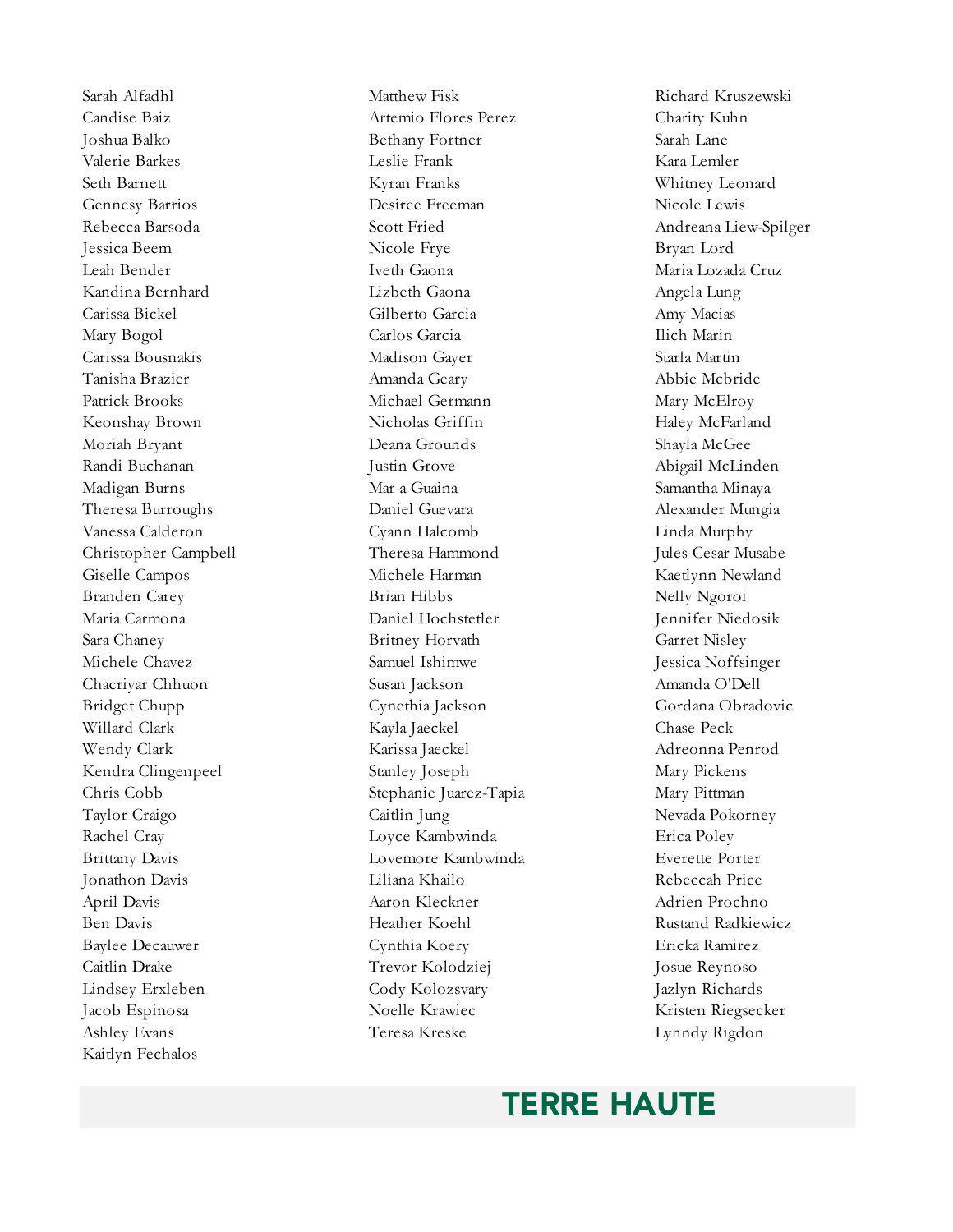Sarah Alfadhl
Candise Baiz
Joshua Balko
Valerie Barkes
Seth Barnett
Gennesy Barrios
Rebecca Barsoda
Jessica Beem
Leah Bender
Kandina Bernhard
Carissa Bickel
Mary Bogol
Carissa Bousnakis
Tanisha Brazier
Patrick Brooks
Keonshay Brown
Moriah Bryant
Randi Buchanan
Madigan Burns
Theresa Burroughs
Vanessa Calderon
Christopher Campbell
Giselle Campos
Branden Carey
Maria Carmona
Sara Chaney
Michele Chavez
Chacriyar Chhuon
Bridget Chupp
Willard Clark
Wendy Clark
Kendra Clingenpeel
Chris Cobb
Taylor Craigo
Rachel Cray
Brittany Davis
Jonathon Davis
April Davis
Ben Davis
Baylee Decauwer
Caitlin Drake
Lindsey Erxleben
Jacob Espinosa
Ashley Evans
Kaitlyn Fechalos

Matthew Fisk
Artemio Flores Perez
Bethany Fortner
Leslie Frank
Kyran Franks
Desiree Freeman
Scott Fried
Nicole Frye
Iveth Gaona
Lizbeth Gaona
Gilberto Garcia
Carlos Garcia
Madison Gayer
Amanda Geary
Michael Germann
Nicholas Griffin
Deana Grounds
Justin Grove
Mar a Guaina
Daniel Guevara
Cyann Halcomb
Theresa Hammond
Michele Harman
Brian Hibbs
Daniel Hochstetler
Britney Horvath
Samuel Ishimwe
Susan Jackson
Cynethia Jackson
Kayla Jaeckel
Karissa Jaeckel
Stanley Joseph
Stephanie Juarez-Tapia
Caitlin Jung
Loyce Kambwinda
Lovemore Kambwinda
Liliana Khailo
Aaron Kleckner
Heather Koehl
Cynthia Koery
Trevor Kolodziej
Cody Kolozsvary
Noelle Krawiec
Teresa Kreske

Richard Kruszewski
Charity Kuhn
Sarah Lane
Kara Lemler
Whitney Leonard
Nicole Lewis
Andreana Liew-Spilger
Bryan Lord
Maria Lozada Cruz
Angela Lung
Amy Macias
Ilich Marin
Starla Martin
Abbie Mcbride
Mary McElroy
Haley McFarland
Shayla McGee
Abigail McLinden
Samantha Minaya
Alexander Mungia
Linda Murphy
Jules Cesar Musabe
Kaetlynn Newland
Nelly Ngoroi
Jennifer Niedosik
Garret Nisley
Jessica Noffsinger
Amanda O'Dell
Gordana Obradovic
Chase Peck
Adreonna Penrod
Mary Pickens
Mary Pittman
Nevada Pokorney
Erica Poley
Everette Porter
Rebeccah Price
Adrien Prochno
Rustand Radkiewicz
Ericka Ramirez
Josue Reynoso
Jazlyn Richards
Kristen Riegsecker
Lyndy Rigdon

**TERRE HAUTE**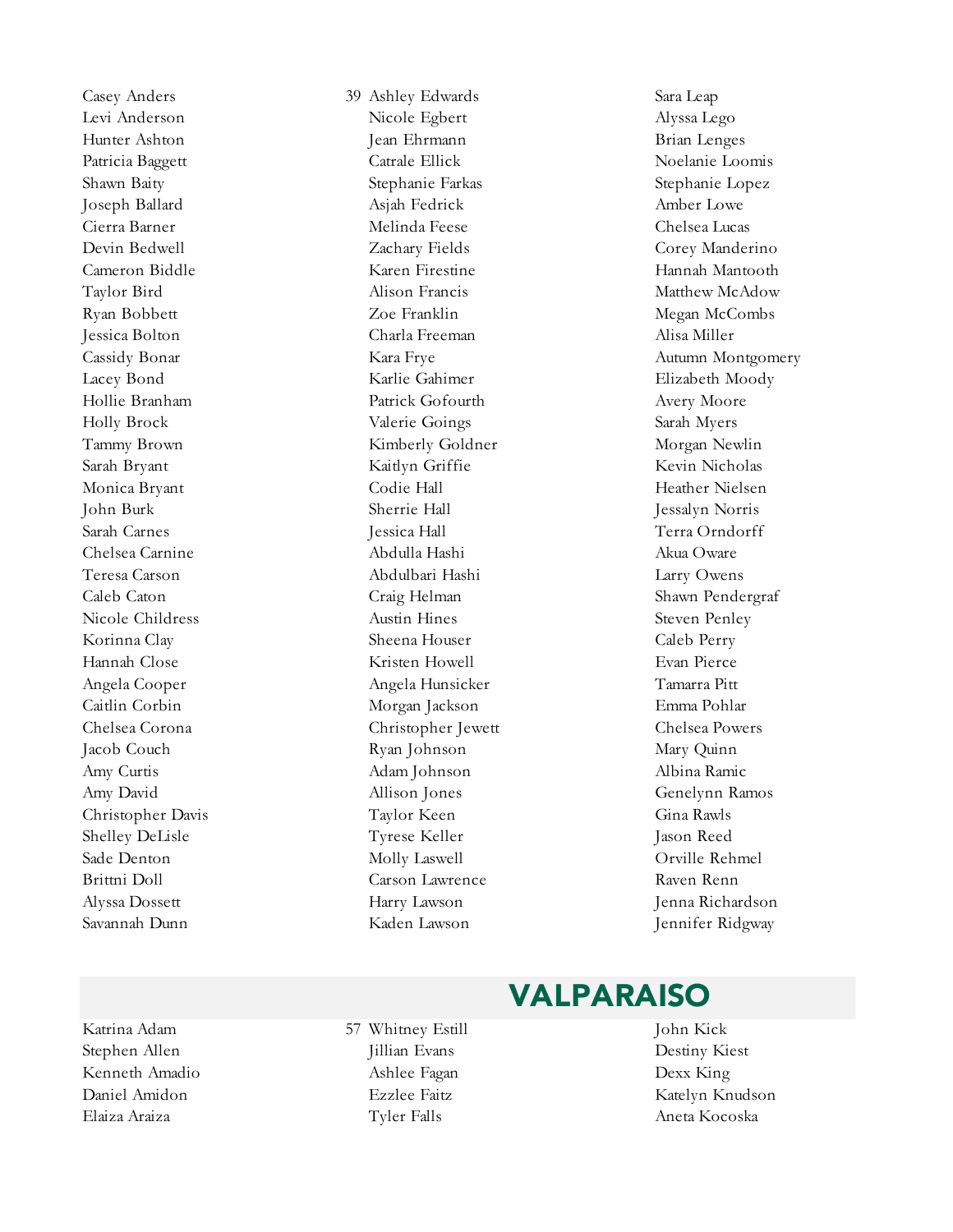Casey Anders
Levi Anderson
Hunter Ashton
Patricia Baggett
Shawn Baity
Joseph Ballard
Cierra Barner
Devin Bedwell
Cameron Biddle
Taylor Bird
Ryan Bobbett
Jessica Bolton
Cassidy Bonar
Lacey Bond
Hollie Branham
Holly Brock
Tammy Brown
Sarah Bryant
Monica Bryant
John Burk
Sarah Carnes
Chelsea Carnine
Teresa Carson
Caleb Caton
Nicole Childress
Korinna Clay
Hannah Close
Angela Cooper
Caitlin Corbin
Chelsea Corona
Jacob Couch
Amy Curtis
Amy David
Christopher Davis
Shelley DeLisle
Sade Denton
Brittni Doll
Alyssa Dossett
Savannah Dunn

39 Ashley Edwards
Nicole Egbert
Jean Ehrmann
Catrale Ellick
Stephanie Farkas
Asjah Fedrick
Melinda Feese
Zachary Fields
Karen Firestine
Alison Francis
Zoe Franklin
Charla Freeman
Kara Frye
Karlie Gahimer
Patrick Gofourth
Valerie Goings
Kimberly Goldner
Kaitlyn Griffie
Codie Hall
Sherrie Hall
Jessica Hall
Abdulla Hashi
Abdulbari Hashi
Craig Helman
Austin Hines
Sheena Houser
Kristen Howell
Angela Hunsicker
Morgan Jackson
Christopher Jewett
Ryan Johnson
Adam Johnson
Allison Jones
Taylor Keen
Tyrese Keller
Molly Laswell
Carson Lawrence
Harry Lawson
Kaden Lawson

Sara Leap
Alyssa Lego
Brian Lenges
Noelanie Loomis
Stephanie Lopez
Amber Lowe
Chelsea Lucas
Corey Manderino
Hannah Mantooth
Matthew McAdow
Megan McCombs
Alisa Miller
Autumn Montgomery
Elizabeth Moody
Avery Moore
Sarah Myers
Morgan Newlin
Kevin Nicholas
Heather Nielsen
Jessalyn Norris
Terra Orndorff
Akua Oware
Larry Owens
Shawn Pendergraf
Steven Penley
Caleb Perry
Evan Pierce
Tamarra Pitt
Emma Pohlar
Chelsea Powers
Mary Quinn
Albina Ramic
Genelynn Ramos
Gina Rawls
Jason Reed
Orville Rehmel
Raven Renn
Jenna Richardson
Jennifer Ridgway

## VALPARAISO

Katrina Adam
Stephen Allen
Kenneth Amadio
Daniel Amidon
Elaiza Araiza

57 Whitney Estill
Jillian Evans
Ashlee Fagan
Ezzlee Faitz
Tyler Falls

John Kick
Destiny Kiest
Dexx King
Katelyn Knudson
Aneta Kocoska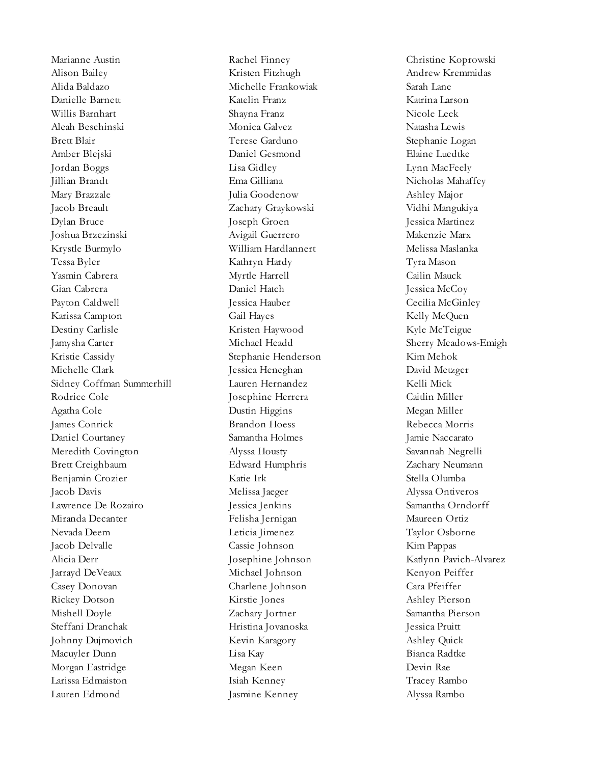Marianne Austin
Alison Bailey
Alida Baldazo
Danielle Barnett
Willis Barnhart
Aleah Beschinski
Brett Blair
Amber Blejski
Jordan Boggs
Jillian Brandt
Mary Brazzale
Jacob Breault
Dylan Bruce
Joshua Brzezinski
Krystle Burmylo
Tessa Byler
Yasmin Cabrera
Gian Cabrera
Payton Caldwell
Karissa Campton
Destiny Carlisle
Jamysha Carter
Kristie Cassidy
Michelle Clark
Sidney Coffman Summerhill
Rodrice Cole
Agatha Cole
James Conrick
Daniel Courtaney
Meredith Covington
Brett Creighbaum
Benjamin Crozier
Jacob Davis
Lawrence De Rozairo
Miranda Decanter
Nevada Deem
Jacob Delvalle
Alicia Derr
Jarrayd DeVeaux
Casey Donovan
Rickey Dotson
Mishell Doyle
Steffani Dranchak
Johnny Dujmovich
Macuyler Dunn
Morgan Eastridge
Larissa Edmaiston
Lauren Edmond
Rachel Finney
Kristen Fitzhugh
Michelle Frankowiak
Katelin Franz
Shayna Franz
Monica Galvez
Terese Garduno
Daniel Gesmond
Lisa Gidley
Ema Gilliana
Julia Goodenow
Zachary Graykowski
Joseph Groen
Avigail Guerrero
William Hardlannert
Kathryn Hardy
Myrtle Harrell
Daniel Hatch
Jessica Hauber
Gail Hayes
Kristen Haywood
Michael Headd
Stephanie Henderson
Jessica Heneghan
Lauren Hernandez
Josephine Herrera
Dustin Higgins
Brandon Hoess
Samantha Holmes
Alyssa Housty
Edward Humphris
Katie Irk
Melissa Jaeger
Jessica Jenkins
Felisha Jernigan
Leticia Jimenez
Cassie Johnson
Josephine Johnson
Michael Johnson
Charlene Johnson
Kirstie Jones
Zachary Jortner
Hristina Jovanoska
Kevin Karagory
Lisa Kay
Megan Keen
Isiah Kenney
Jasmine Kenney
Christine Koprowski
Andrew Kremmidas
Sarah Lane
Katrina Larson
Nicole Leek
Natasha Lewis
Stephanie Logan
Elaine Luedtke
Lynn MacFeely
Nicholas Mahaffey
Ashley Major
Vidhi Mangukiya
Jessica Martinez
Makenzie Marx
Melissa Maslanka
Tyra Mason
Cailin Mauck
Jessica McCoy
Cecilia McGinley
Kelly McQuen
Kyle McTeigue
Sherry Meadows-Emigh
Kim Mehok
David Metzger
Kelli Mick
Caitlin Miller
Megan Miller
Rebecca Morris
Jamie Naccarato
Savannah Negrelli
Zachary Neumann
Stella Olumba
Alyssa Ontiveros
Samantha Orndorff
Maureen Ortiz
Taylor Osborne
Kim Pappas
Katlynn Pavich-Alvarez
Kenyon Peiffer
Cara Pfeiffer
Ashley Pierson
Samantha Pierson
Jessica Pruitt
Ashley Quick
Bianca Radtke
Devin Rae
Tracey Rambo
Alyssa Rambo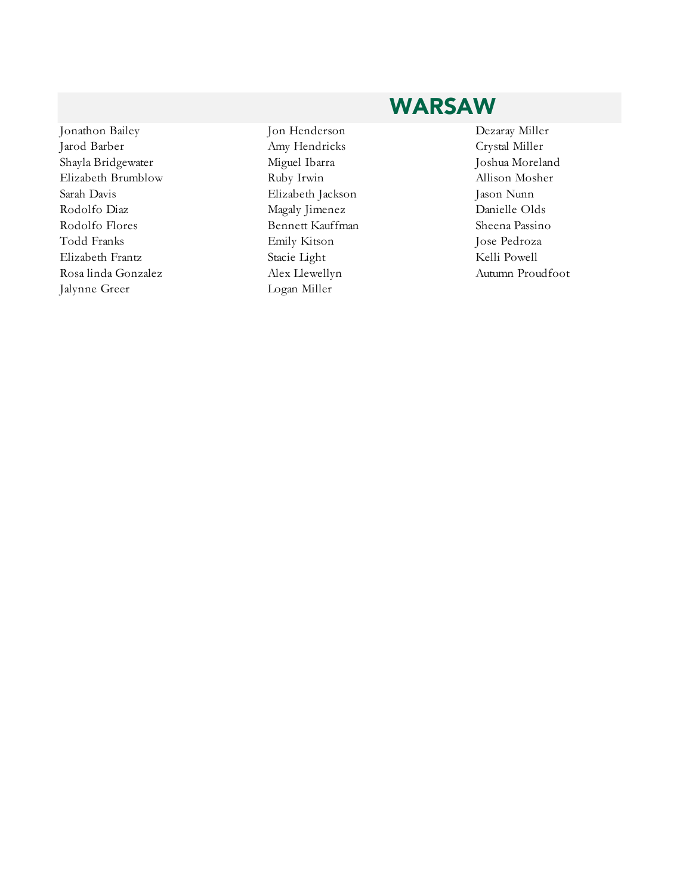## WARSAW

Jonathon Bailey
Jarod Barber
Shayla Bridgewater
Elizabeth Brumblow
Sarah Davis
Rodolfo Diaz
Rodolfo Flores
Todd Franks
Elizabeth Frantz
Rosa linda Gonzalez
Jalynne Greer
Jon Henderson
Amy Hendricks
Miguel Ibarra
Ruby Irwin
Elizabeth Jackson
Magaly Jimenez
Bennett Kauffman
Emily Kitson
Stacie Light
Alex Llewellyn
Logan Miller
Dezaray Miller
Crystal Miller
Joshua Moreland
Allison Mosher
Jason Nunn
Danielle Olds
Sheena Passino
Jose Pedroza
Kelli Powell
Autumn Proudfoot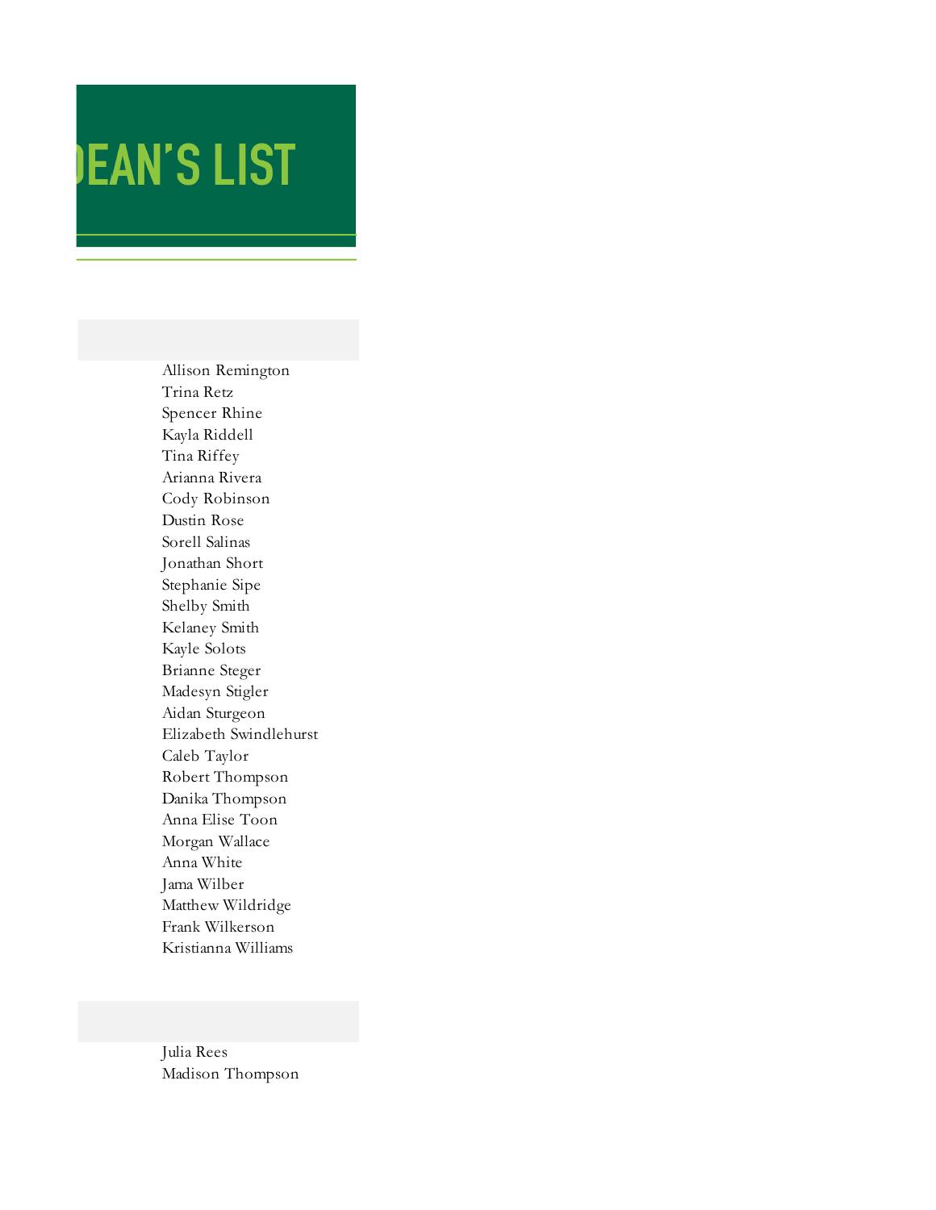# DEAN'S LIST

Allison Remington
Trina Retz
Spencer Rhine
Kayla Riddell
Tina Riffey
Arianna Rivera
Cody Robinson
Dustin Rose
Sorell Salinas
Jonathan Short
Stephanie Sipe
Shelby Smith
Kelaney Smith
Kayle Solots
Brianne Steger
Madesyn Stigler
Aidan Sturgeon
Elizabeth Swindlehurst
Caleb Taylor
Robert Thompson
Danika Thompson
Anna Elise Toon
Morgan Wallace
Anna White
Jama Wilber
Matthew Wildridge
Frank Wilkerson
Kristianna Williams

Julia Rees
Madison Thompson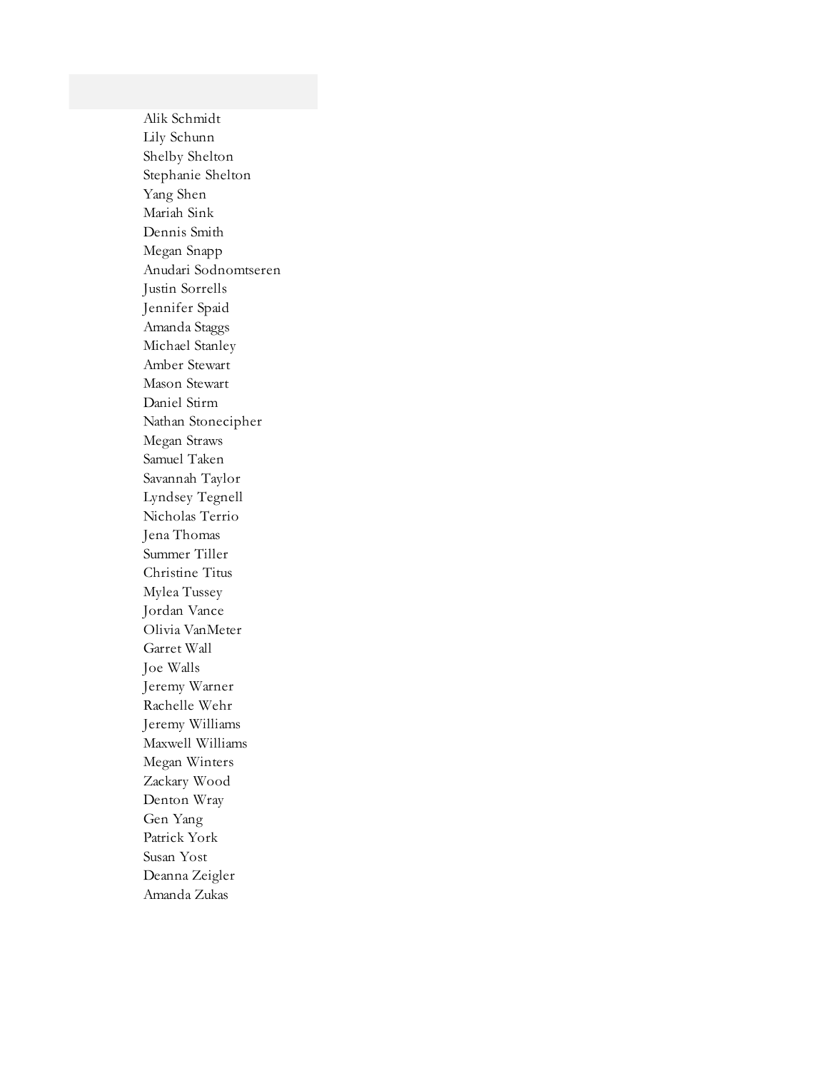Alik Schmidt
Lily Schunn
Shelby Shelton
Stephanie Shelton
Yang Shen
Mariah Sink
Dennis Smith
Megan Snapp
Anudari Sodnomtseren
Justin Sorrells
Jennifer Spaid
Amanda Staggs
Michael Stanley
Amber Stewart
Mason Stewart
Daniel Stirm
Nathan Stonecipher
Megan Straws
Samuel Taken
Savannah Taylor
Lyndsey Tegnell
Nicholas Terrio
Jena Thomas
Summer Tiller
Christine Titus
Mylea Tussey
Jordan Vance
Olivia VanMeter
Garret Wall
Joe Walls
Jeremy Warner
Rachelle Wehr
Jeremy Williams
Maxwell Williams
Megan Winters
Zackary Wood
Denton Wray
Gen Yang
Patrick York
Susan Yost
Deanna Zeigler
Amanda Zukas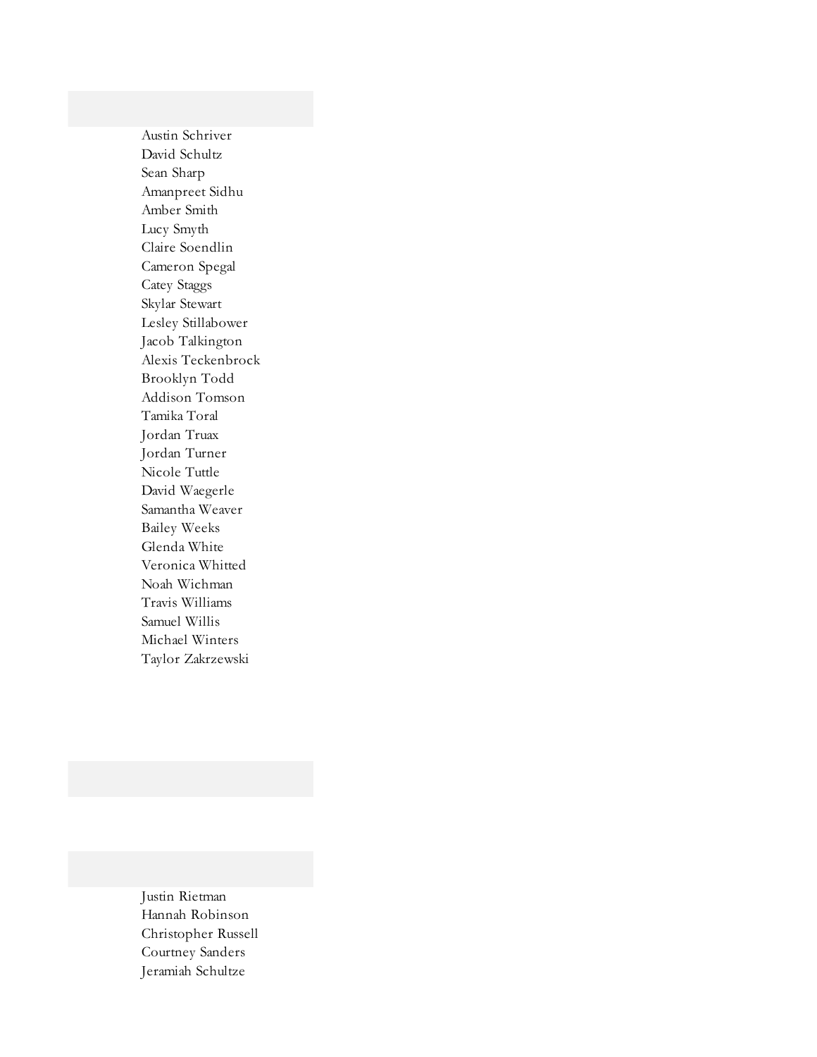Austin Schriver
David Schultz
Sean Sharp
Amanpreet Sidhu
Amber Smith
Lucy Smyth
Claire Soendlin
Cameron Spegal
Catey Staggs
Skylar Stewart
Lesley Stillabower
Jacob Talkington
Alexis Teckenbrock
Brooklyn Todd
Addison Tomson
Tamika Toral
Jordan Truax
Jordan Turner
Nicole Tuttle
David Waegerle
Samantha Weaver
Bailey Weeks
Glenda White
Veronica Whitted
Noah Wichman
Travis Williams
Samuel Willis
Michael Winters
Taylor Zakrzewski

Justin Rietman
Hannah Robinson
Christopher Russell
Courtney Sanders
Jeramiah Schultze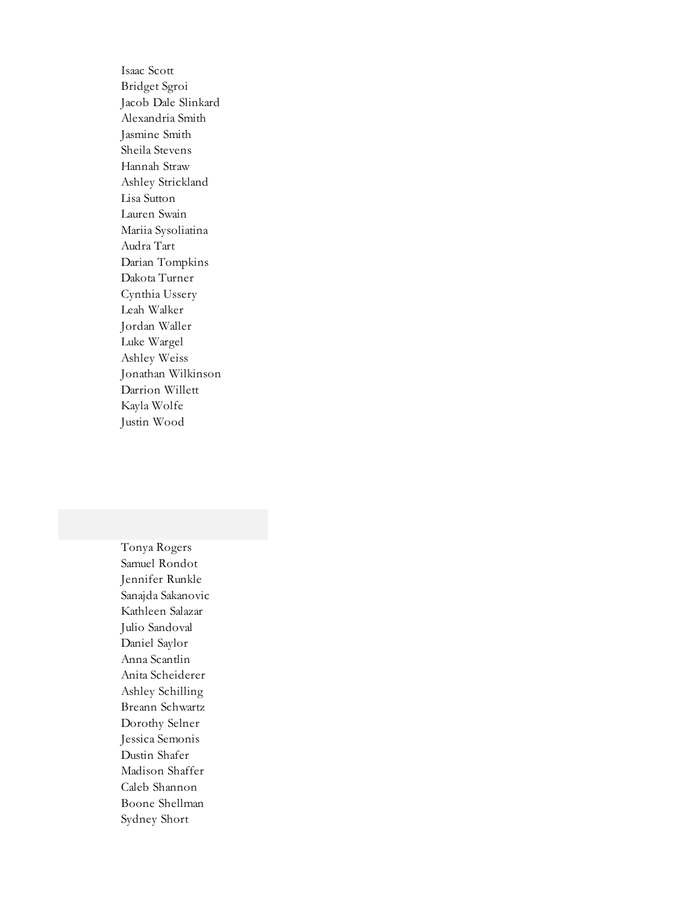Isaac Scott
Bridget Sgroi
Jacob Dale Slinkard
Alexandria Smith
Jasmine Smith
Sheila Stevens
Hannah Straw
Ashley Strickland
Lisa Sutton
Lauren Swain
Mariia Sysoliatina
Audra Tart
Darian Tompkins
Dakota Turner
Cynthia Ussery
Leah Walker
Jordan Waller
Luke Wargel
Ashley Weiss
Jonathan Wilkinson
Darrion Willett
Kayla Wolfe
Justin Wood

Tonya Rogers
Samuel Rondot
Jennifer Runkle
Sanajda Sakanovic
Kathleen Salazar
Julio Sandoval
Daniel Saylor
Anna Scantlin
Anita Scheiderer
Ashley Schilling
Breann Schwartz
Dorothy Selner
Jessica Semonis
Dustin Shafer
Madison Shaffer
Caleb Shannon
Boone Shellman
Sydney Short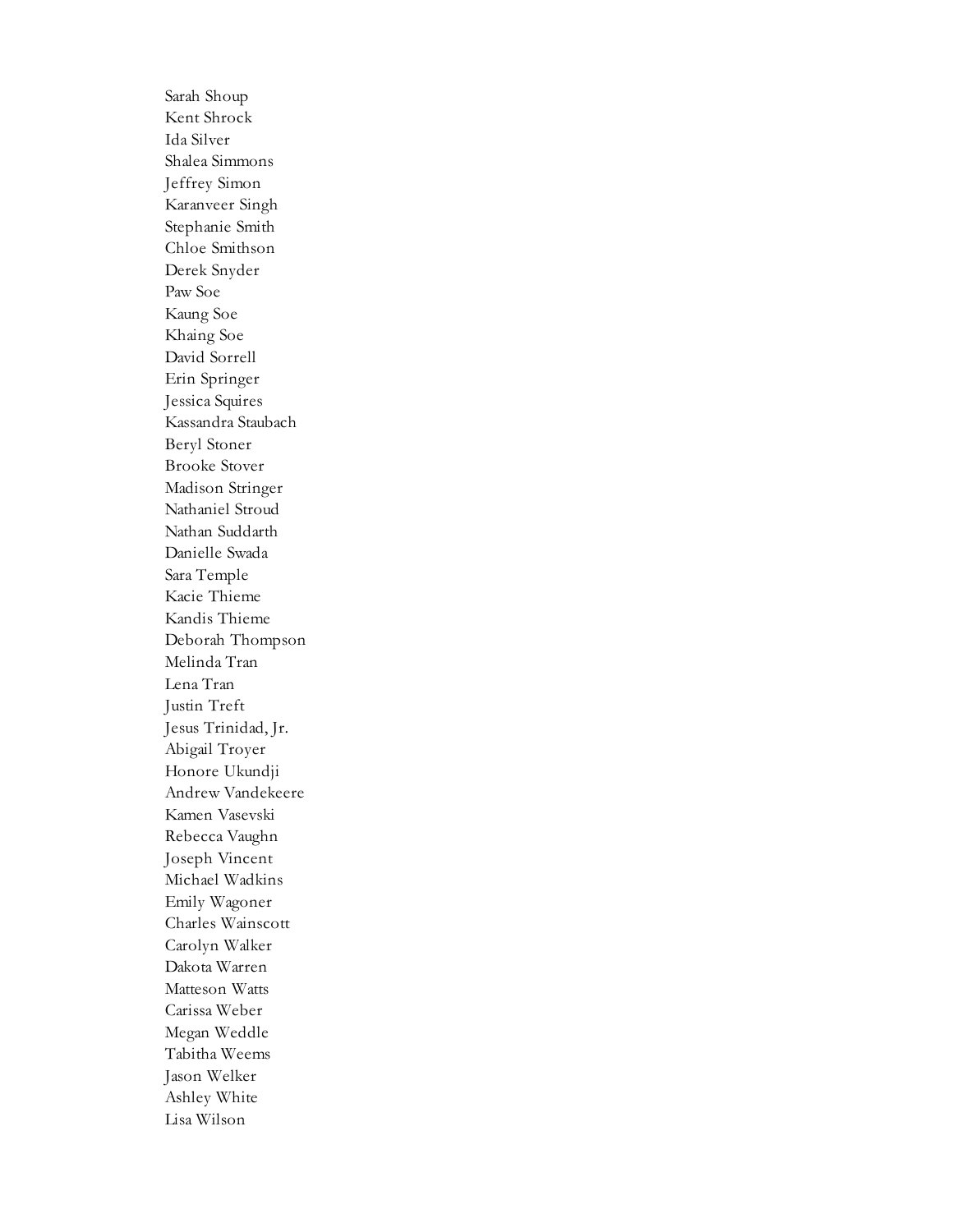Sarah Shoup
Kent Shrock
Ida Silver
Shalea Simmons
Jeffrey Simon
Karanveer Singh
Stephanie Smith
Chloe Smithson
Derek Snyder
Paw Soe
Kaung Soe
Khaing Soe
David Sorrell
Erin Springer
Jessica Squires
Kassandra Staubach
Beryl Stoner
Brooke Stover
Madison Stringer
Nathaniel Stroud
Nathan Suddarth
Danielle Swada
Sara Temple
Kacie Thieme
Kandis Thieme
Deborah Thompson
Melinda Tran
Lena Tran
Justin Treft
Jesus Trinidad, Jr.
Abigail Troyer
Honore Ukundji
Andrew Vandekeere
Kamen Vasevski
Rebecca Vaughn
Joseph Vincent
Michael Wadkins
Emily Wagoner
Charles Wainscott
Carolyn Walker
Dakota Warren
Matteson Watts
Carissa Weber
Megan Weddle
Tabitha Weems
Jason Welker
Ashley White
Lisa Wilson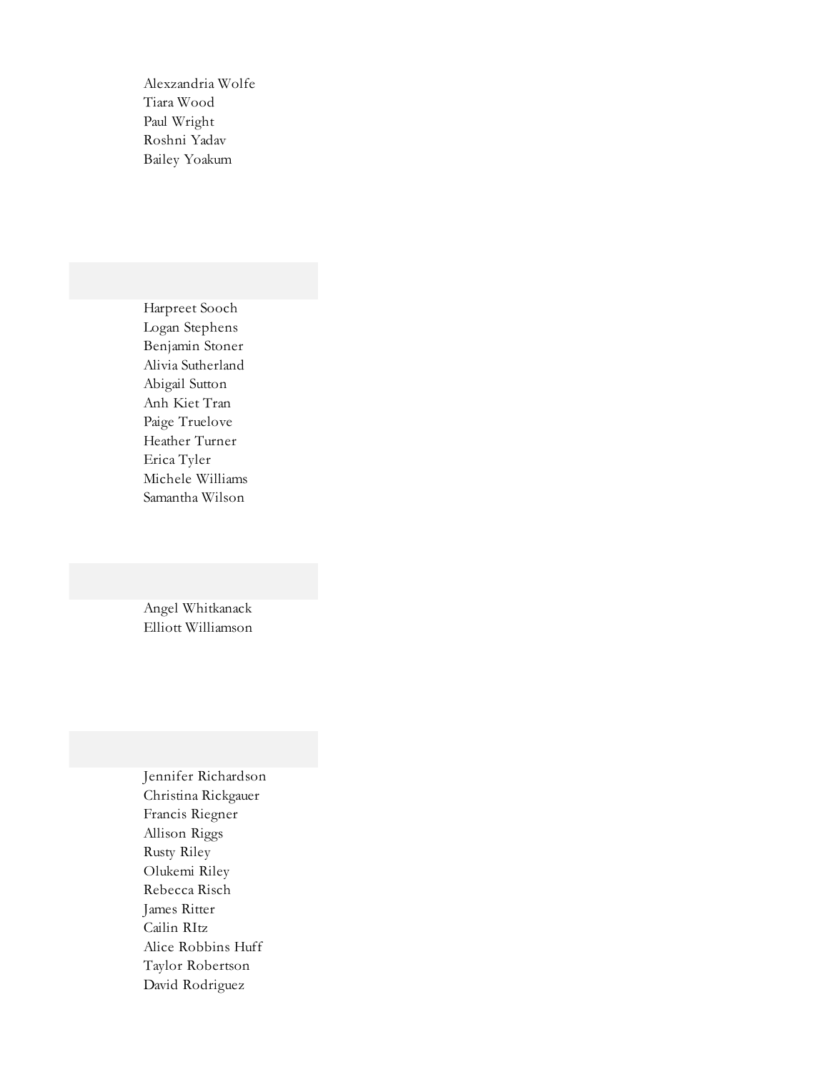Alexzandria Wolfe
Tiara Wood
Paul Wright
Roshni Yadav
Bailey Yoakum

Harpreet Sooch
Logan Stephens
Benjamin Stoner
Alivia Sutherland
Abigail Sutton
Anh Kiet Tran
Paige Truelove
Heather Turner
Erica Tyler
Michele Williams
Samantha Wilson

Angel Whitkanack
Elliott Williamson

Jennifer Richardson
Christina Rickgauer
Francis Riegner
Allison Riggs
Rusty Riley
Olukemi Riley
Rebecca Risch
James Ritter
Cailin RItz
Alice Robbins Huff
Taylor Robertson
David Rodriguez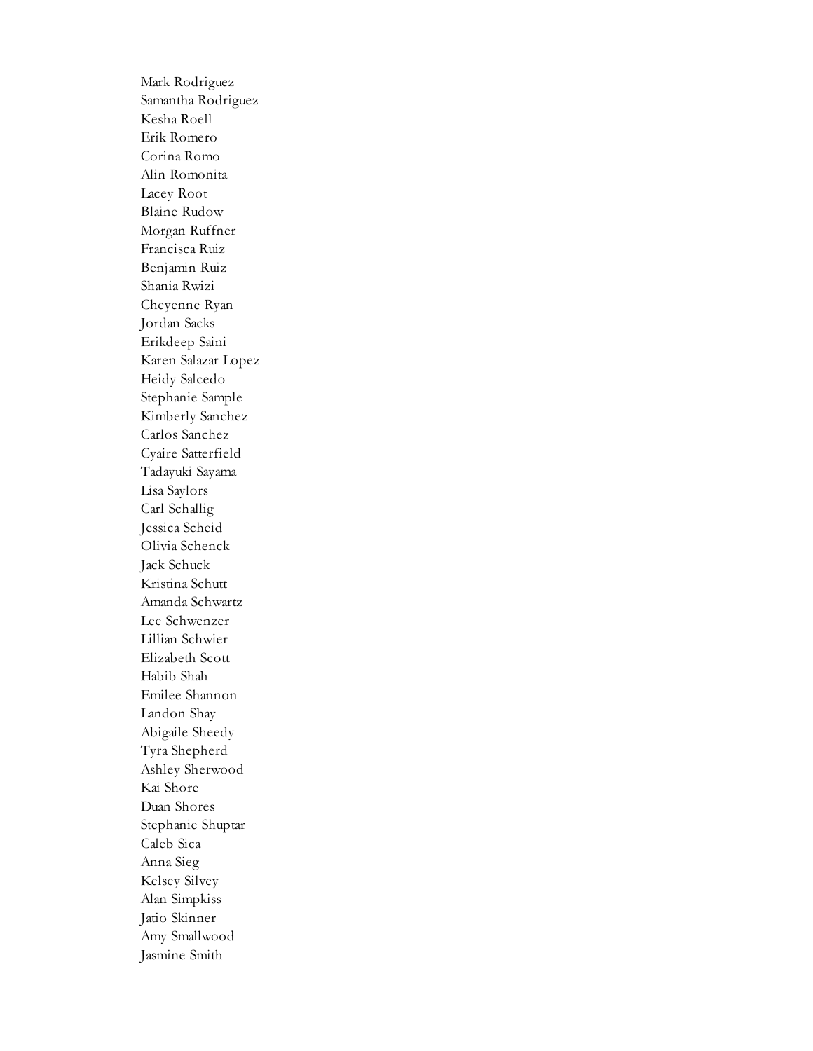Mark Rodriguez
Samantha Rodriguez
Kesha Roell
Erik Romero
Corina Romo
Alin Romonita
Lacey Root
Blaine Rudow
Morgan Ruffner
Francisca Ruiz
Benjamin Ruiz
Shania Rwizi
Cheyenne Ryan
Jordan Sacks
Erikdeep Saini
Karen Salazar Lopez
Heidy Salcedo
Stephanie Sample
Kimberly Sanchez
Carlos Sanchez
Cyaire Satterfield
Tadayuki Sayama
Lisa Saylors
Carl Schallig
Jessica Scheid
Olivia Schenck
Jack Schuck
Kristina Schutt
Amanda Schwartz
Lee Schwenzer
Lillian Schwier
Elizabeth Scott
Habib Shah
Emilee Shannon
Landon Shay
Abigaile Sheedy
Tyra Shepherd
Ashley Sherwood
Kai Shore
Duan Shores
Stephanie Shuptar
Caleb Sica
Anna Sieg
Kelsey Silvey
Alan Simpkiss
Jatio Skinner
Amy Smallwood
Jasmine Smith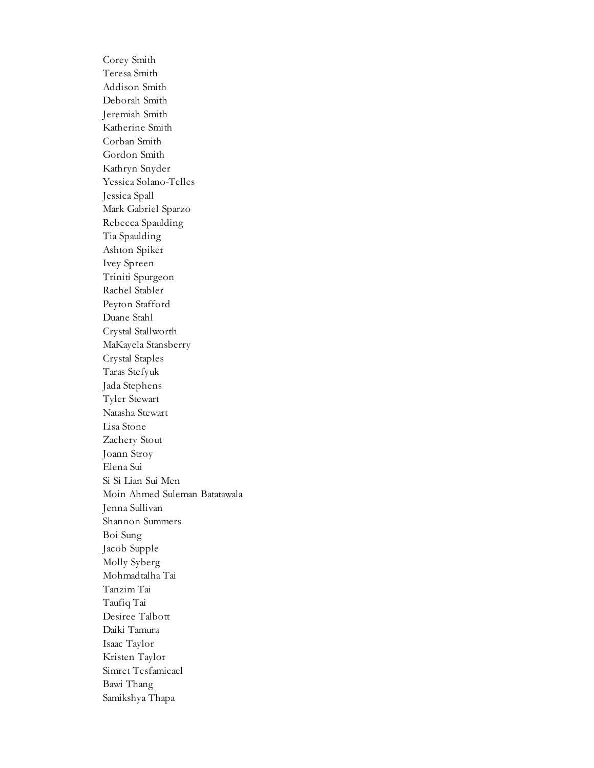Corey Smith
Teresa Smith
Addison Smith
Deborah Smith
Jeremiah Smith
Katherine Smith
Corban Smith
Gordon Smith
Kathryn Snyder
Yessica Solano-Telles
Jessica Spall
Mark Gabriel Sparzo
Rebecca Spaulding
Tia Spaulding
Ashton Spiker
Ivey Spreen
Triniti Spurgeon
Rachel Stabler
Peyton Stafford
Duane Stahl
Crystal Stallworth
MaKayela Stansberry
Crystal Staples
Taras Stefyuk
Jada Stephens
Tyler Stewart
Natasha Stewart
Lisa Stone
Zachery Stout
Joann Stroy
Elena Sui
Si Si Lian Sui Men
Moin Ahmed Suleman Batatawala
Jenna Sullivan
Shannon Summers
Boi Sung
Jacob Supple
Molly Syberg
Mohmadtalha Tai
Tanzim Tai
Taufiq Tai
Desiree Talbott
Daiki Tamura
Isaac Taylor
Kristen Taylor
Simret Tesfamicael
Bawi Thang
Samikshya Thapa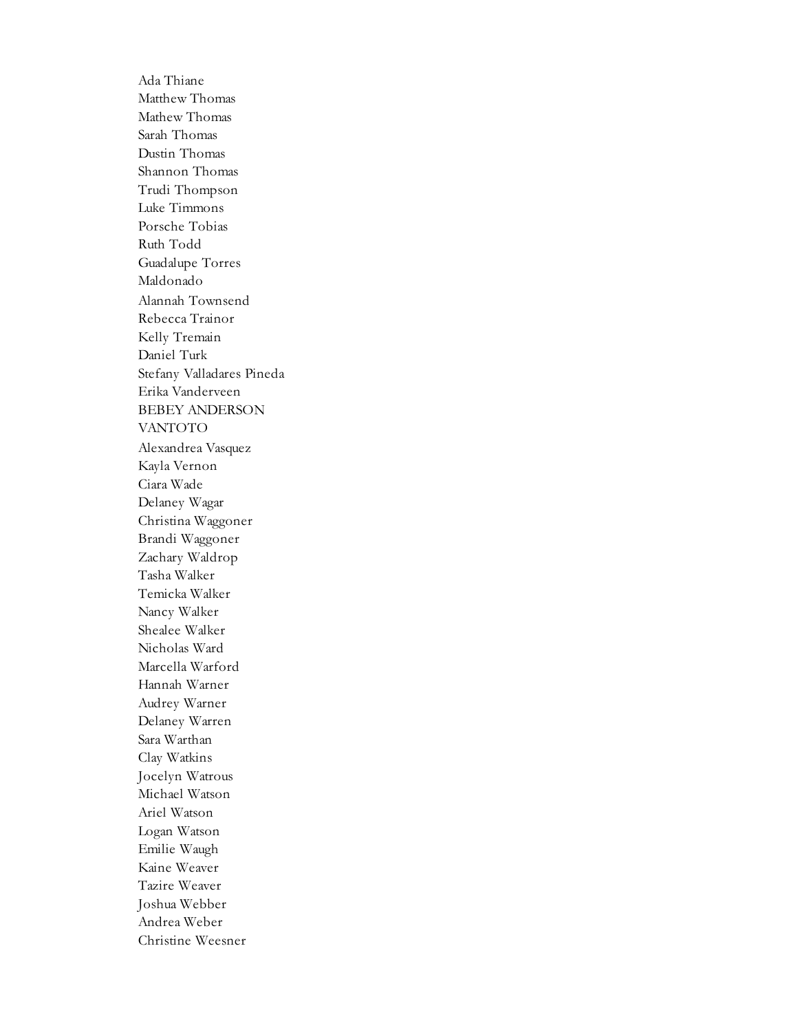Ada Thiane
Matthew Thomas
Mathew Thomas
Sarah Thomas
Dustin Thomas
Shannon Thomas
Trudi Thompson
Luke Timmons
Porsche Tobias
Ruth Todd
Guadalupe Torres
Maldonado
Alannah Townsend
Rebecca Trainor
Kelly Tremain
Daniel Turk
Stefany Valladares Pineda
Erika Vanderveen
BEBEY ANDERSON
VANTOTO
Alexandrea Vasquez
Kayla Vernon
Ciara Wade
Delaney Wagar
Christina Waggoner
Brandi Waggoner
Zachary Waldrop
Tasha Walker
Temicka Walker
Nancy Walker
Shealee Walker
Nicholas Ward
Marcella Warford
Hannah Warner
Audrey Warner
Delaney Warren
Sara Warthan
Clay Watkins
Jocelyn Watrous
Michael Watson
Ariel Watson
Logan Watson
Emilie Waugh
Kaine Weaver
Tazire Weaver
Joshua Webber
Andrea Weber
Christine Weesner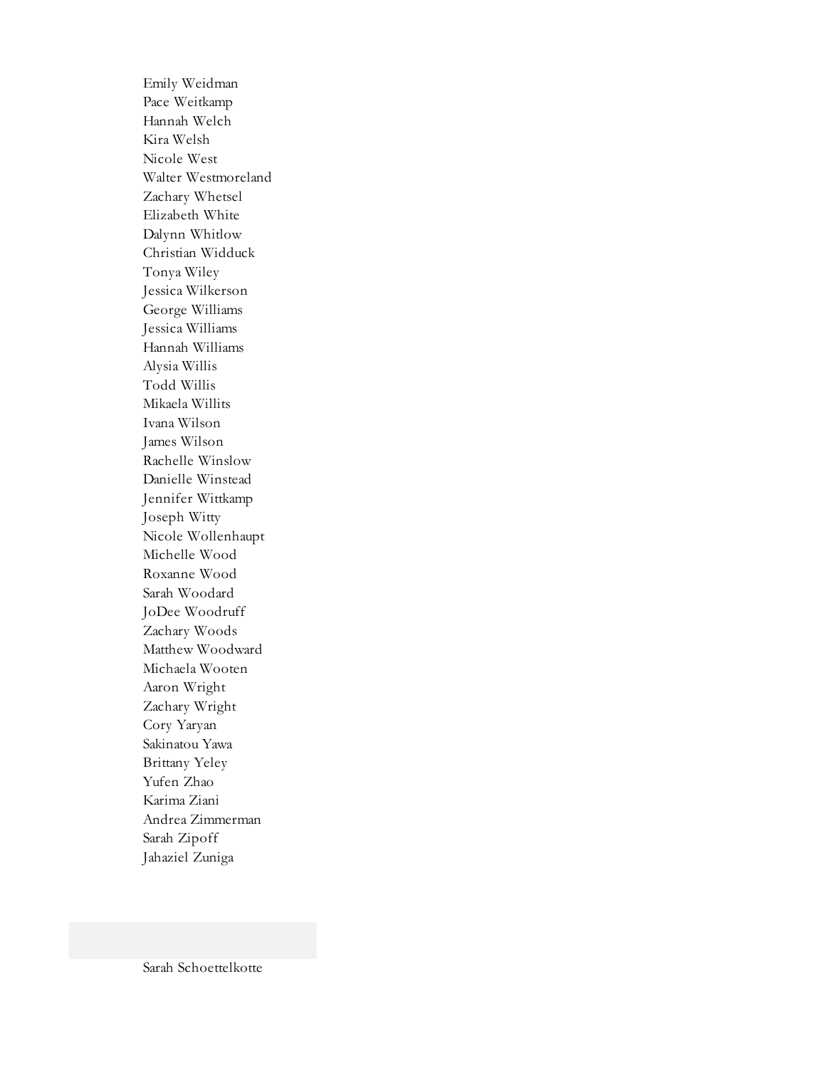Emily Weidman
Pace Weitkamp
Hannah Welch
Kira Welsh
Nicole West
Walter Westmoreland
Zachary Whetsel
Elizabeth White
Dalynn Whitlow
Christian Widduck
Tonya Wiley
Jessica Wilkerson
George Williams
Jessica Williams
Hannah Williams
Alysia Willis
Todd Willis
Mikaela Willits
Ivana Wilson
James Wilson
Rachelle Winslow
Danielle Winstead
Jennifer Wittkamp
Joseph Witty
Nicole Wollenhaupt
Michelle Wood
Roxanne Wood
Sarah Woodard
JoDee Woodruff
Zachary Woods
Matthew Woodward
Michaela Wooten
Aaron Wright
Zachary Wright
Cory Yaryan
Sakinatou Yawa
Brittany Yeley
Yufen Zhao
Karima Ziani
Andrea Zimmerman
Sarah Zipoff
Jahaziel Zuniga

Sarah Schoettelkotte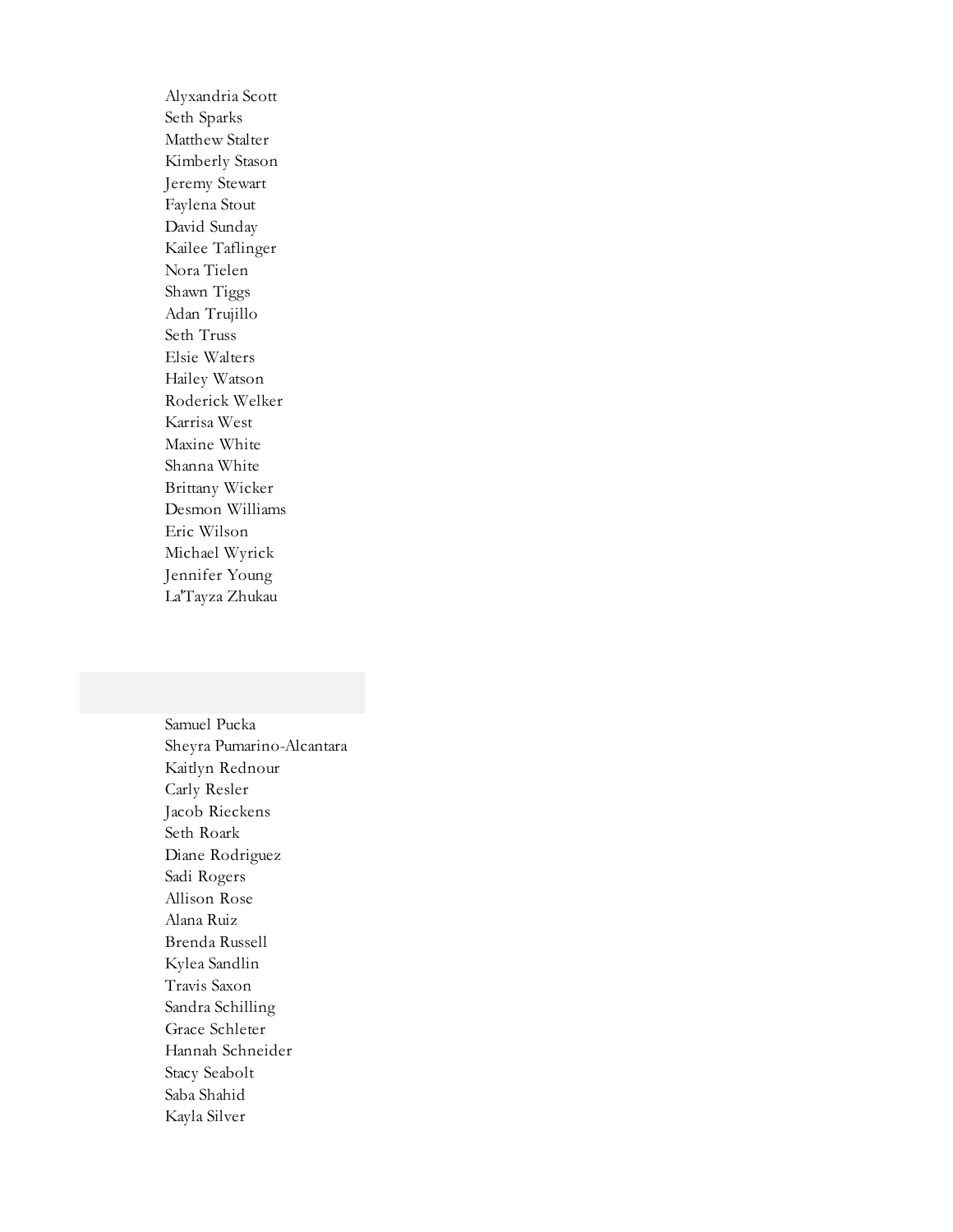Alyxandria Scott
Seth Sparks
Matthew Stalter
Kimberly Stason
Jeremy Stewart
Faylena Stout
David Sunday
Kailee Taflinger
Nora Tielen
Shawn Tiggs
Adan Trujillo
Seth Truss
Elsie Walters
Hailey Watson
Roderick Welker
Karrisa West
Maxine White
Shanna White
Brittany Wicker
Desmon Williams
Eric Wilson
Michael Wyrick
Jennifer Young
La'Tayza Zhukau

Samuel Pucka
Sheyra Pumarino-Alcantara
Kaitlyn Rednour
Carly Resler
Jacob Rieckens
Seth Roark
Diane Rodriguez
Sadi Rogers
Allison Rose
Alana Ruiz
Brenda Russell
Kylea Sandlin
Travis Saxon
Sandra Schilling
Grace Schleter
Hannah Schneider
Stacy Seabolt
Saba Shahid
Kayla Silver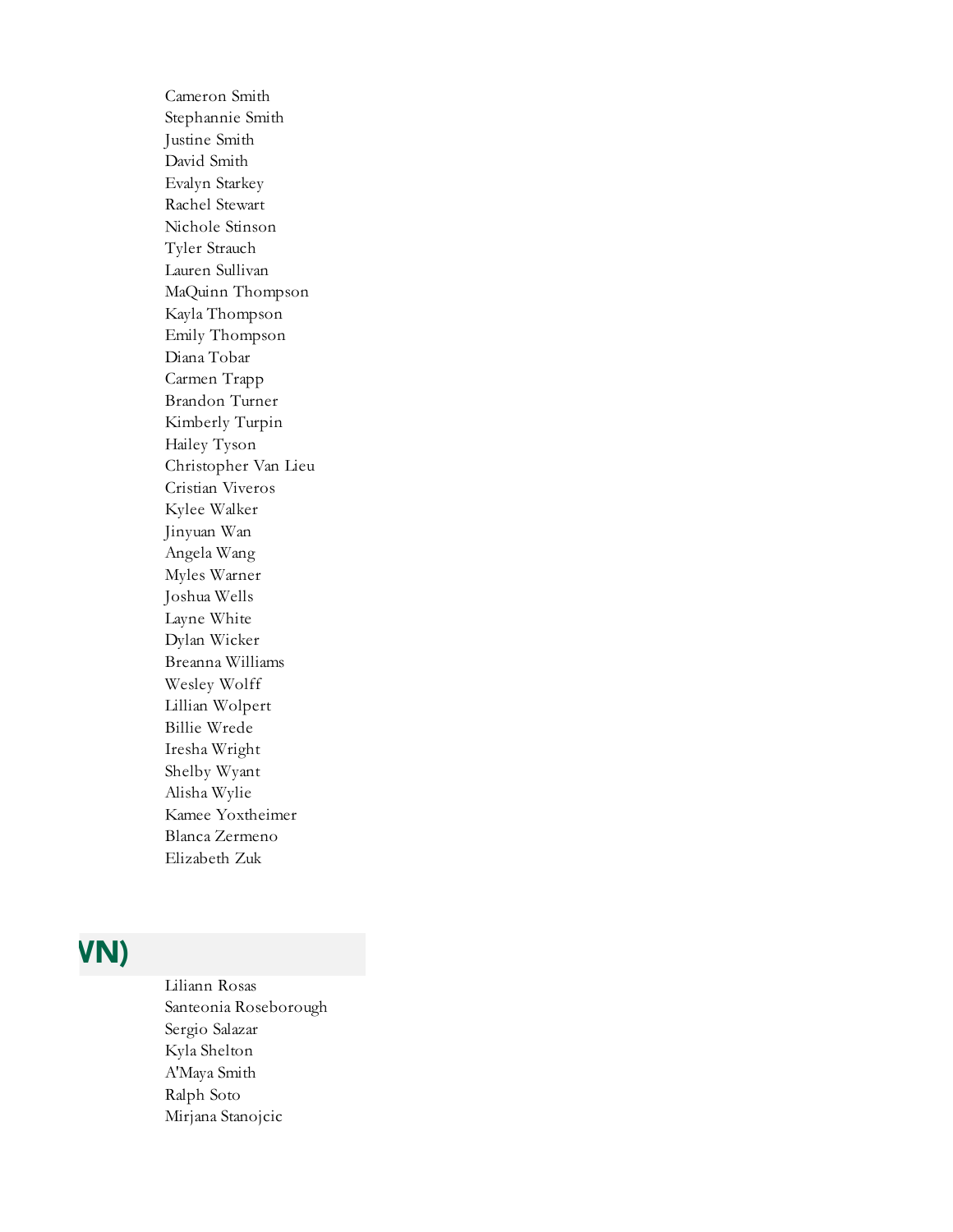Cameron Smith
Stephannie Smith
Justine Smith
David Smith
Evalyn Starkey
Rachel Stewart
Nichole Stinson
Tyler Strauch
Lauren Sullivan
MaQuinn Thompson
Kayla Thompson
Emily Thompson
Diana Tobar
Carmen Trapp
Brandon Turner
Kimberly Turpin
Hailey Tyson
Christopher Van Lieu
Cristian Viveros
Kylee Walker
Jinyuan Wan
Angela Wang
Myles Warner
Joshua Wells
Layne White
Dylan Wicker
Breanna Williams
Wesley Wolff
Lillian Wolpert
Billie Wrede
Iresha Wright
Shelby Wyant
Alisha Wylie
Kamee Yoxtheimer
Blanca Zermeno
Elizabeth Zuk

## VN)

Liliann Rosas
Santeonia Roseborough
Sergio Salazar
Kyla Shelton
A'Maya Smith
Ralph Soto
Mirjana Stanojcic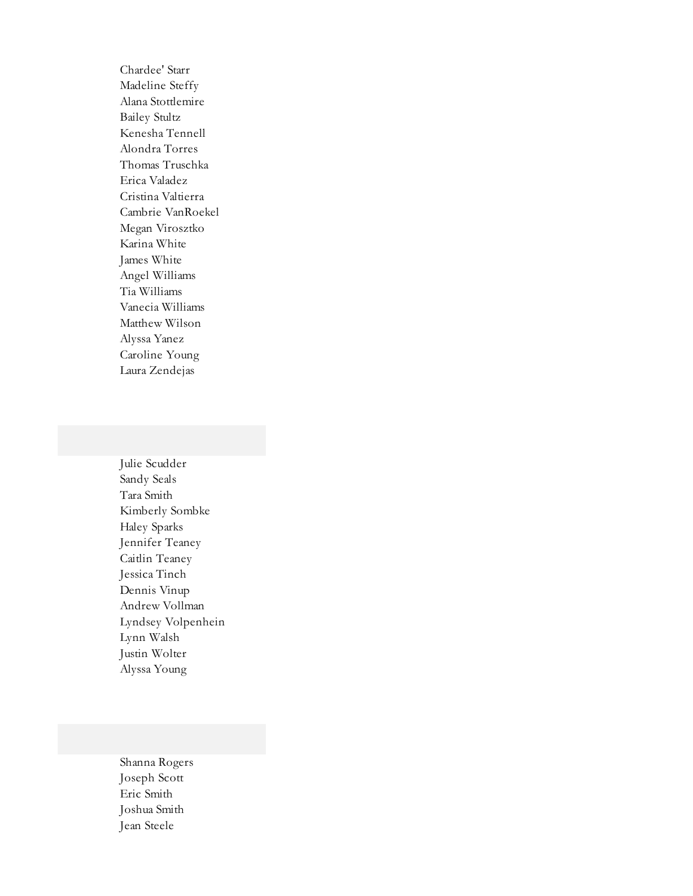Chardee' Starr
Madeline Steffy
Alana Stottlemire
Bailey Stultz
Kenesha Tennell
Alondra Torres
Thomas Truschka
Erica Valadez
Cristina Valtierra
Cambrie VanRoekel
Megan Virosztko
Karina White
James White
Angel Williams
Tia Williams
Vanecia Williams
Matthew Wilson
Alyssa Yanez
Caroline Young
Laura Zendejas

Julie Scudder
Sandy Seals
Tara Smith
Kimberly Sombke
Haley Sparks
Jennifer Teaney
Caitlin Teaney
Jessica Tinch
Dennis Vinup
Andrew Vollman
Lyndsey Volpenhein
Lynn Walsh
Justin Wolter
Alyssa Young

Shanna Rogers
Joseph Scott
Eric Smith
Joshua Smith
Jean Steele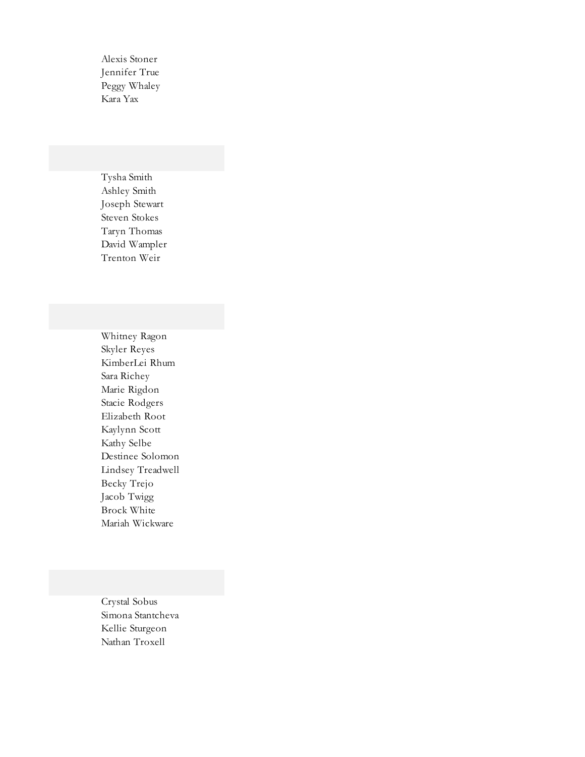Alexis Stoner
Jennifer True
Peggy Whaley
Kara Yax

Tysha Smith
Ashley Smith
Joseph Stewart
Steven Stokes
Taryn Thomas
David Wampler
Trenton Weir

Whitney Ragon
Skyler Reyes
KimberLei Rhum
Sara Richey
Marie Rigdon
Stacie Rodgers
Elizabeth Root
Kaylynn Scott
Kathy Selbe
Destinee Solomon
Lindsey Treadwell
Becky Trejo
Jacob Twigg
Brock White
Mariah Wickware

Crystal Sobus
Simona Stantcheva
Kellie Sturgeon
Nathan Troxell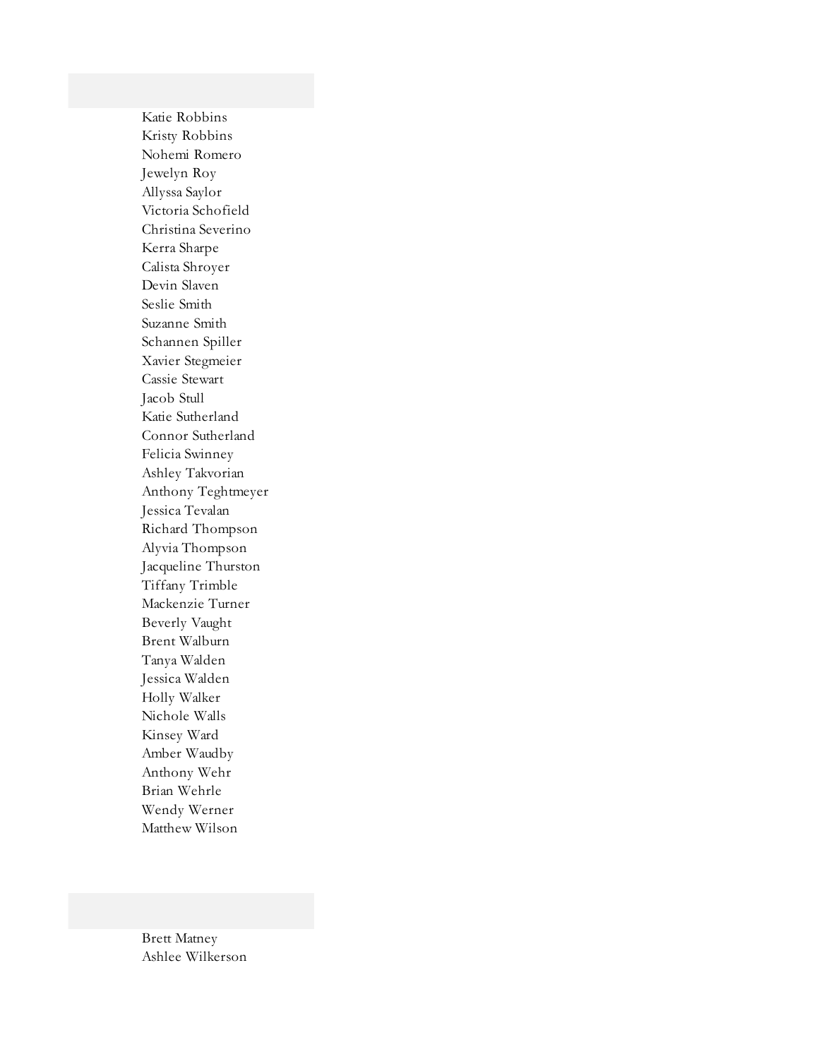Katie Robbins
Kristy Robbins
Nohemi Romero
Jewelyn Roy
Allyssa Saylor
Victoria Schofield
Christina Severino
Kerra Sharpe
Calista Shroyer
Devin Slaven
Seslie Smith
Suzanne Smith
Schannen Spiller
Xavier Stegmeier
Cassie Stewart
Jacob Stull
Katie Sutherland
Connor Sutherland
Felicia Swinney
Ashley Takvorian
Anthony Teghtmeyer
Jessica Tevalan
Richard Thompson
Alyvia Thompson
Jacqueline Thurston
Tiffany Trimble
Mackenzie Turner
Beverly Vaught
Brent Walburn
Tanya Walden
Jessica Walden
Holly Walker
Nichole Walls
Kinsey Ward
Amber Waudby
Anthony Wehr
Brian Wehrle
Wendy Werner
Matthew Wilson

Brett Matney
Ashlee Wilkerson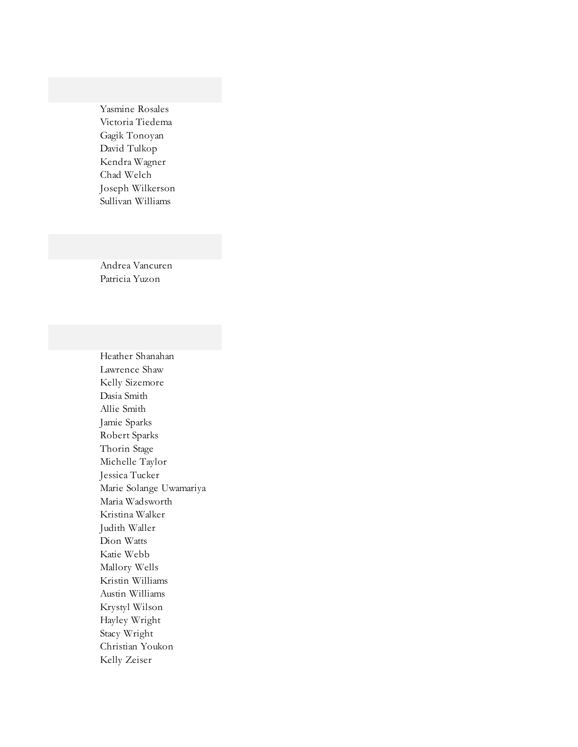Yasmine Rosales
Victoria Tiedema
Gagik Tonoyan
David Tulkop
Kendra Wagner
Chad Welch
Joseph Wilkerson
Sullivan Williams

Andrea Vancuren
Patricia Yuzon

Heather Shanahan
Lawrence Shaw
Kelly Sizemore
Dasia Smith
Allie Smith
Jamie Sparks
Robert Sparks
Thorin Stage
Michelle Taylor
Jessica Tucker
Marie Solange Uwamariya
Maria Wadsworth
Kristina Walker
Judith Waller
Dion Watts
Katie Webb
Mallory Wells
Kristin Williams
Austin Williams
Krystyl Wilson
Hayley Wright
Stacy Wright
Christian Youkon
Kelly Zeiser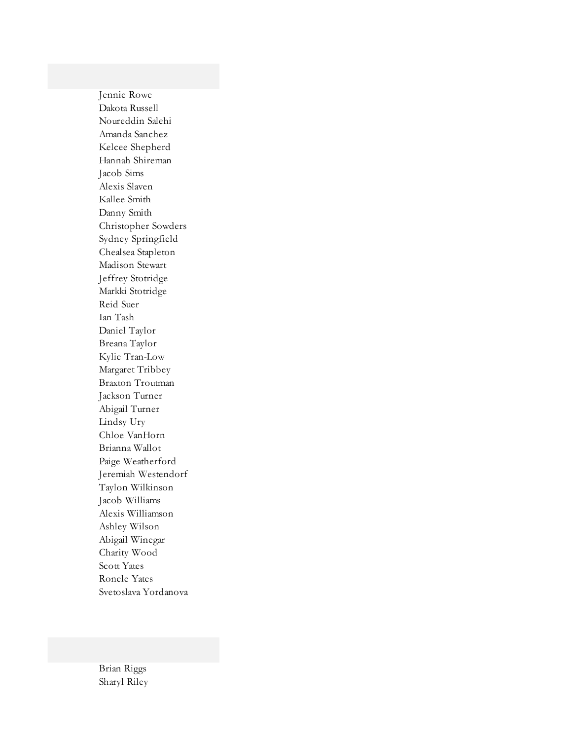Jennie Rowe
Dakota Russell
Noureddin Salehi
Amanda Sanchez
Kelcee Shepherd
Hannah Shireman
Jacob Sims
Alexis Slaven
Kallee Smith
Danny Smith
Christopher Sowders
Sydney Springfield
Chealsea Stapleton
Madison Stewart
Jeffrey Stotridge
Markki Stotridge
Reid Suer
Ian Tash
Daniel Taylor
Breana Taylor
Kylie Tran-Low
Margaret Tribbey
Braxton Troutman
Jackson Turner
Abigail Turner
Lindsy Ury
Chloe VanHorn
Brianna Wallot
Paige Weatherford
Jeremiah Westendorf
Taylon Wilkinson
Jacob Williams
Alexis Williamson
Ashley Wilson
Abigail Winegar
Charity Wood
Scott Yates
Ronele Yates
Svetoslava Yordanova

Brian Riggs
Sharyl Riley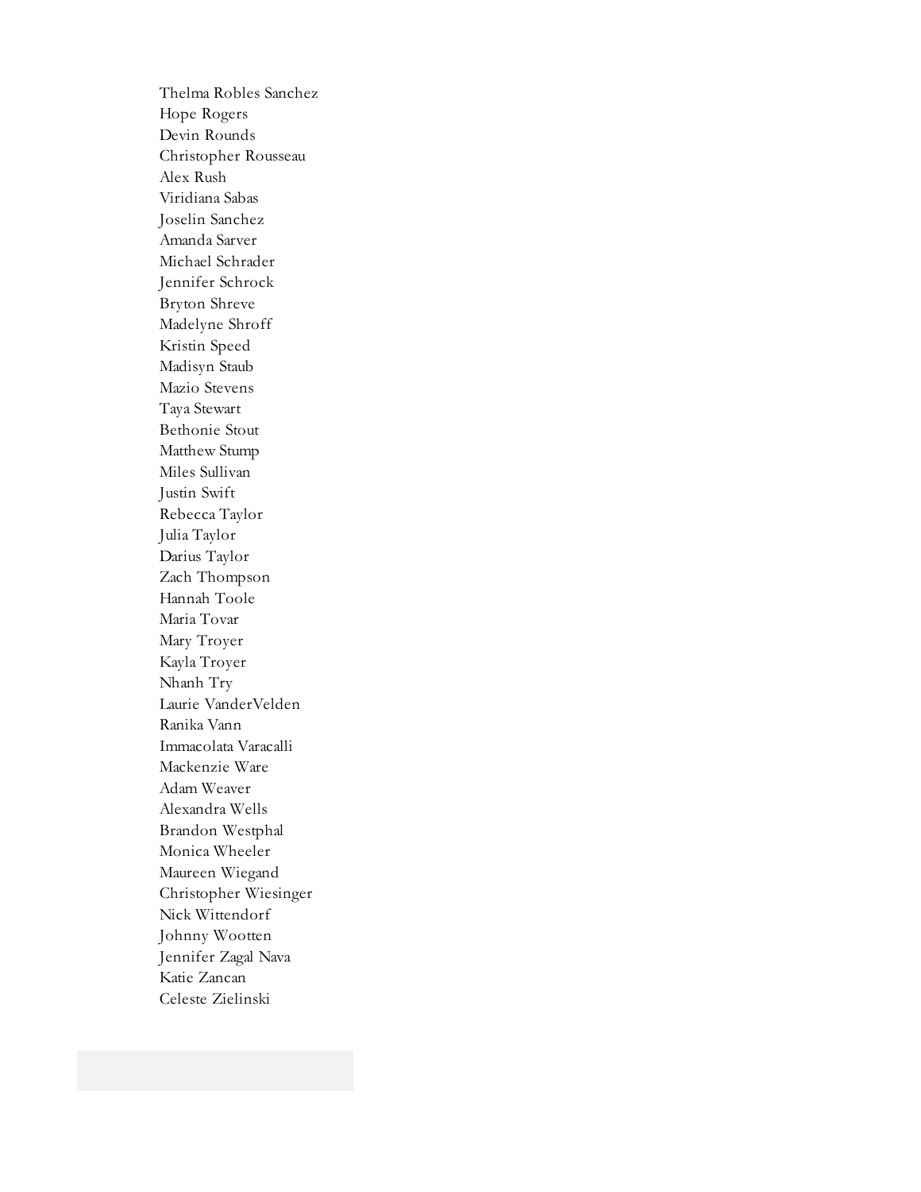Thelma Robles Sanchez
Hope Rogers
Devin Rounds
Christopher Rousseau
Alex Rush
Viridiana Sabas
Joselin Sanchez
Amanda Sarver
Michael Schrader
Jennifer Schrock
Bryton Shreve
Madelyne Shroff
Kristin Speed
Madisyn Staub
Mazio Stevens
Taya Stewart
Bethonie Stout
Matthew Stump
Miles Sullivan
Justin Swift
Rebecca Taylor
Julia Taylor
Darius Taylor
Zach Thompson
Hannah Toole
Maria Tovar
Mary Troyer
Kayla Troyer
Nhanh Try
Laurie VanderVelden
Ranika Vann
Immacolata Varacalli
Mackenzie Ware
Adam Weaver
Alexandra Wells
Brandon Westphal
Monica Wheeler
Maureen Wiegand
Christopher Wiesinger
Nick Wittendorf
Johnny Wootten
Jennifer Zagal Nava
Katie Zancan
Celeste Zielinski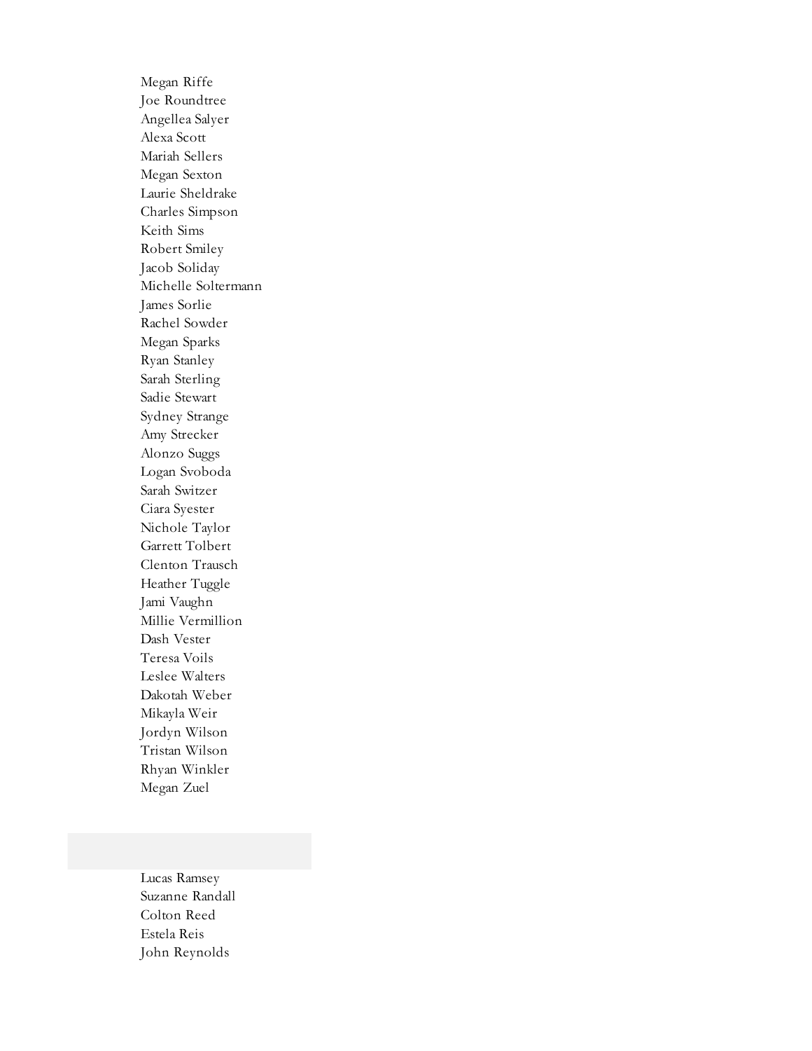Megan Riffe
Joe Roundtree
Angellea Salyer
Alexa Scott
Mariah Sellers
Megan Sexton
Laurie Sheldrake
Charles Simpson
Keith Sims
Robert Smiley
Jacob Soliday
Michelle Soltermann
James Sorlie
Rachel Sowder
Megan Sparks
Ryan Stanley
Sarah Sterling
Sadie Stewart
Sydney Strange
Amy Strecker
Alonzo Suggs
Logan Svoboda
Sarah Switzer
Ciara Syester
Nichole Taylor
Garrett Tolbert
Clenton Trausch
Heather Tuggle
Jami Vaughn
Millie Vermillion
Dash Vester
Teresa Voils
Leslee Walters
Dakotah Weber
Mikayla Weir
Jordyn Wilson
Tristan Wilson
Rhyan Winkler
Megan Zuel

Lucas Ramsey
Suzanne Randall
Colton Reed
Estela Reis
John Reynolds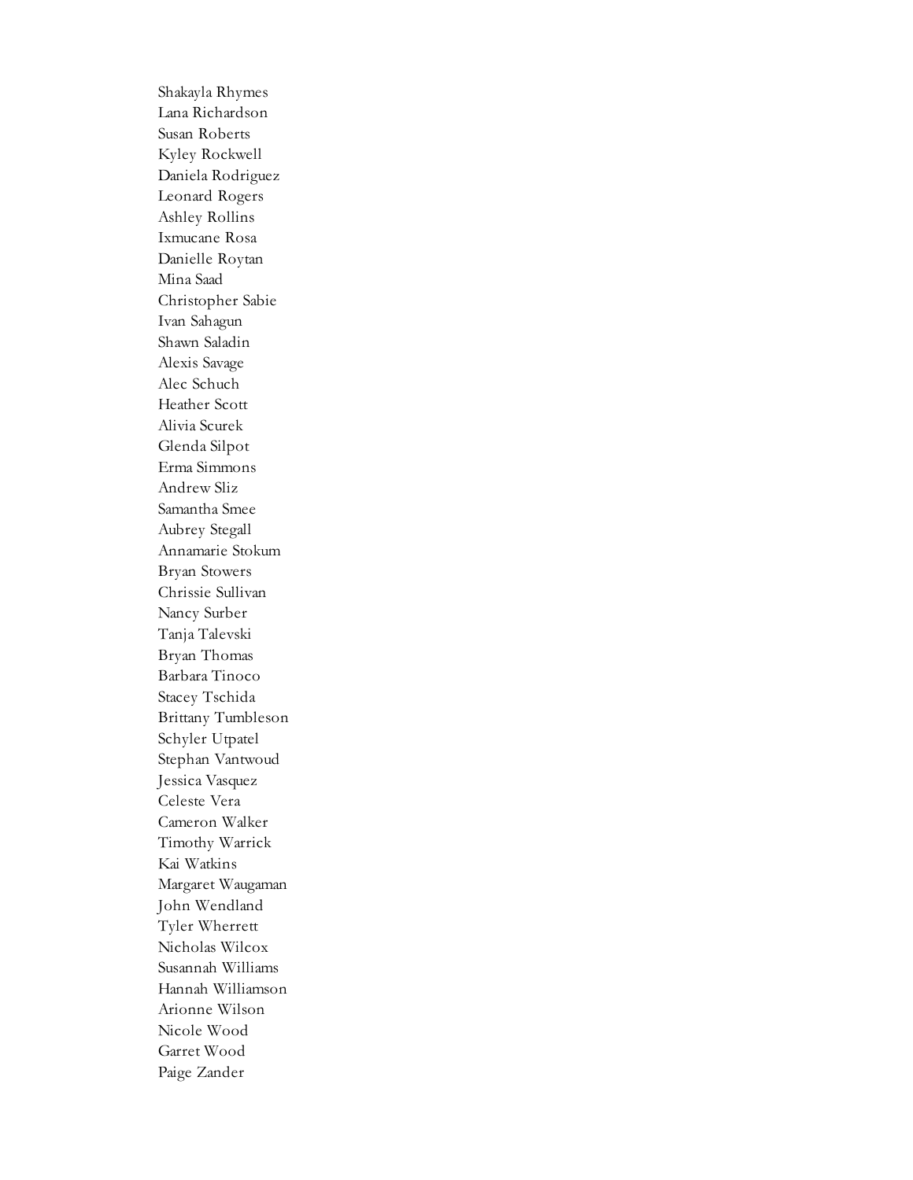Shakayla Rhymes
Lana Richardson
Susan Roberts
Kyley Rockwell
Daniela Rodriguez
Leonard Rogers
Ashley Rollins
Ixmucane Rosa
Danielle Roytan
Mina Saad
Christopher Sabie
Ivan Sahagun
Shawn Saladin
Alexis Savage
Alec Schuch
Heather Scott
Alivia Scurek
Glenda Silpot
Erma Simmons
Andrew Sliz
Samantha Smee
Aubrey Stegall
Annamarie Stokum
Bryan Stowers
Chrissie Sullivan
Nancy Surber
Tanja Talevski
Bryan Thomas
Barbara Tinoco
Stacey Tschida
Brittany Tumbleson
Schyler Utpatel
Stephan Vantwoud
Jessica Vasquez
Celeste Vera
Cameron Walker
Timothy Warrick
Kai Watkins
Margaret Waugaman
John Wendland
Tyler Wherrett
Nicholas Wilcox
Susannah Williams
Hannah Williamson
Arionne Wilson
Nicole Wood
Garret Wood
Paige Zander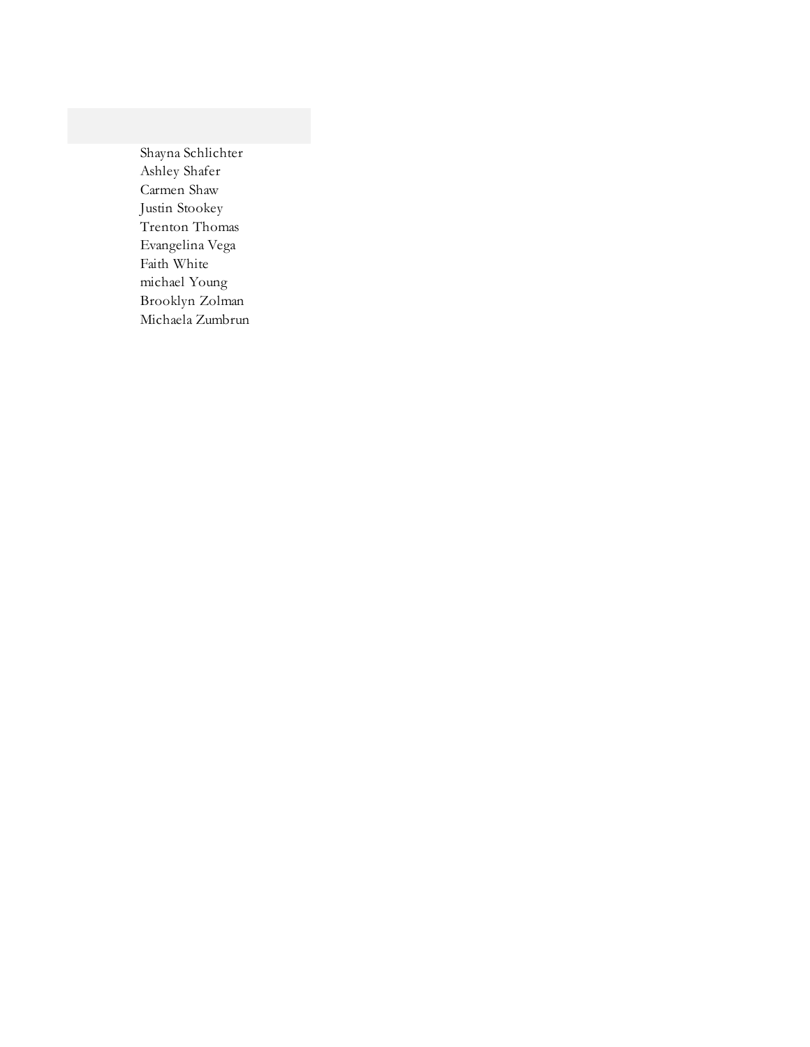Shayna Schlichter
Ashley Shafer
Carmen Shaw
Justin Stookey
Trenton Thomas
Evangelina Vega
Faith White
michael Young
Brooklyn Zolman
Michaela Zumbrun